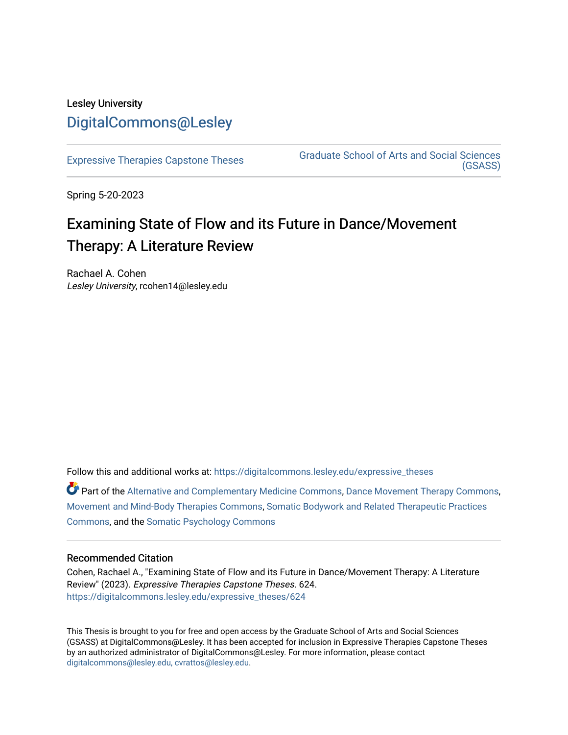Lesley University

DigitalCommons@Lesley

Expressive Therapies Capstone Theses

Graduate School of Arts and Social Sciences (GSASS)

Spring 5-20-2023

# Examining State of Flow and its Future in Dance/Movement Therapy: A Literature Review

Rachael A. Cohen
*Lesley University*, rcohen14@lesley.edu

Follow this and additional works at: https://digitalcommons.lesley.edu/expressive_theses

Part of the Alternative and Complementary Medicine Commons, Dance Movement Therapy Commons, Movement and Mind-Body Therapies Commons, Somatic Bodywork and Related Therapeutic Practices Commons, and the Somatic Psychology Commons

## Recommended Citation

Cohen, Rachael A., "Examining State of Flow and its Future in Dance/Movement Therapy: A Literature Review" (2023). *Expressive Therapies Capstone Theses*. 624.
https://digitalcommons.lesley.edu/expressive_theses/624

This Thesis is brought to you for free and open access by the Graduate School of Arts and Social Sciences (GSASS) at DigitalCommons@Lesley. It has been accepted for inclusion in Expressive Therapies Capstone Theses by an authorized administrator of DigitalCommons@Lesley. For more information, please contact digitalcommons@lesley.edu, cvrattos@lesley.edu.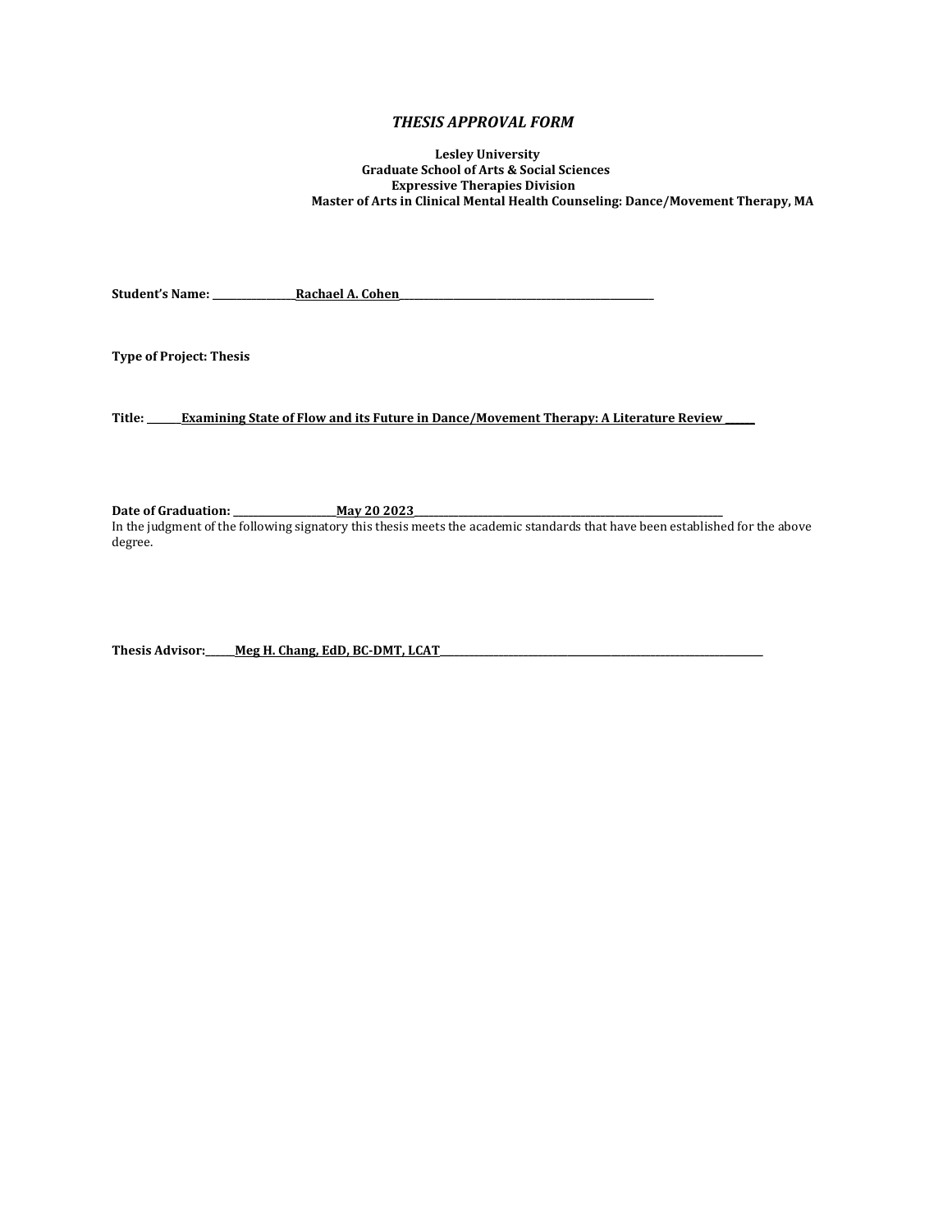# *THESIS APPROVAL FORM*

**Lesley University**
**Graduate School of Arts & Social Sciences**
**Expressive Therapies Division**
**Master of Arts in Clinical Mental Health Counseling: Dance/Movement Therapy, MA**

**Student's Name: Rachael A. Cohen**

**Type of Project: Thesis**

**Title: Examining State of Flow and its Future in Dance/Movement Therapy: A Literature Review**

**Date of Graduation: May 20 2023**

In the judgment of the following signatory this thesis meets the academic standards that have been established for the above degree.

**Thesis Advisor: Meg H. Chang, EdD, BC-DMT, LCAT**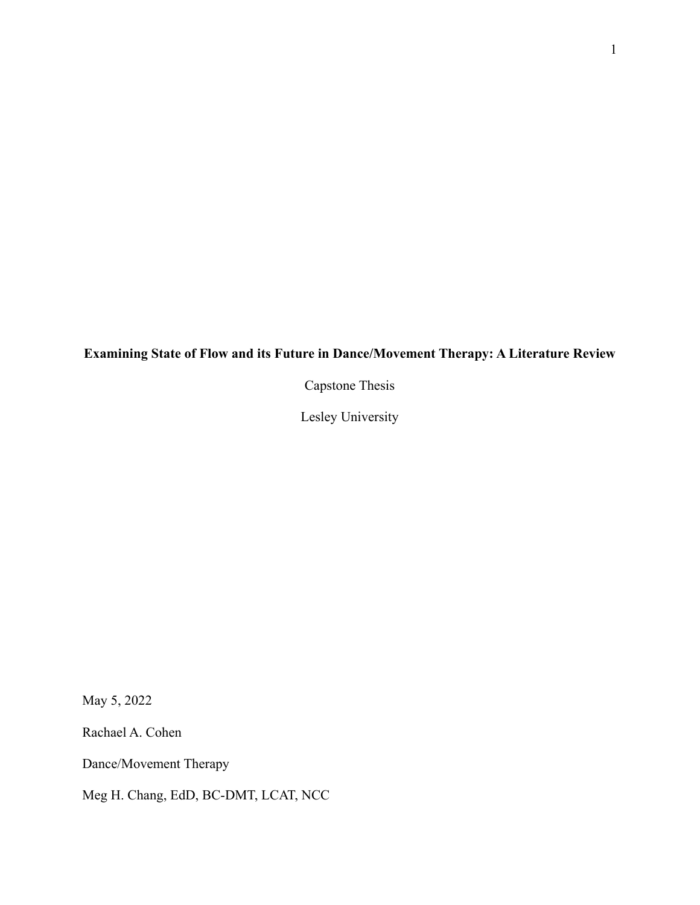**Examining State of Flow and its Future in Dance/Movement Therapy: A Literature Review**

Capstone Thesis

Lesley University

May 5, 2022

Rachael A. Cohen

Dance/Movement Therapy

Meg H. Chang, EdD, BC-DMT, LCAT, NCC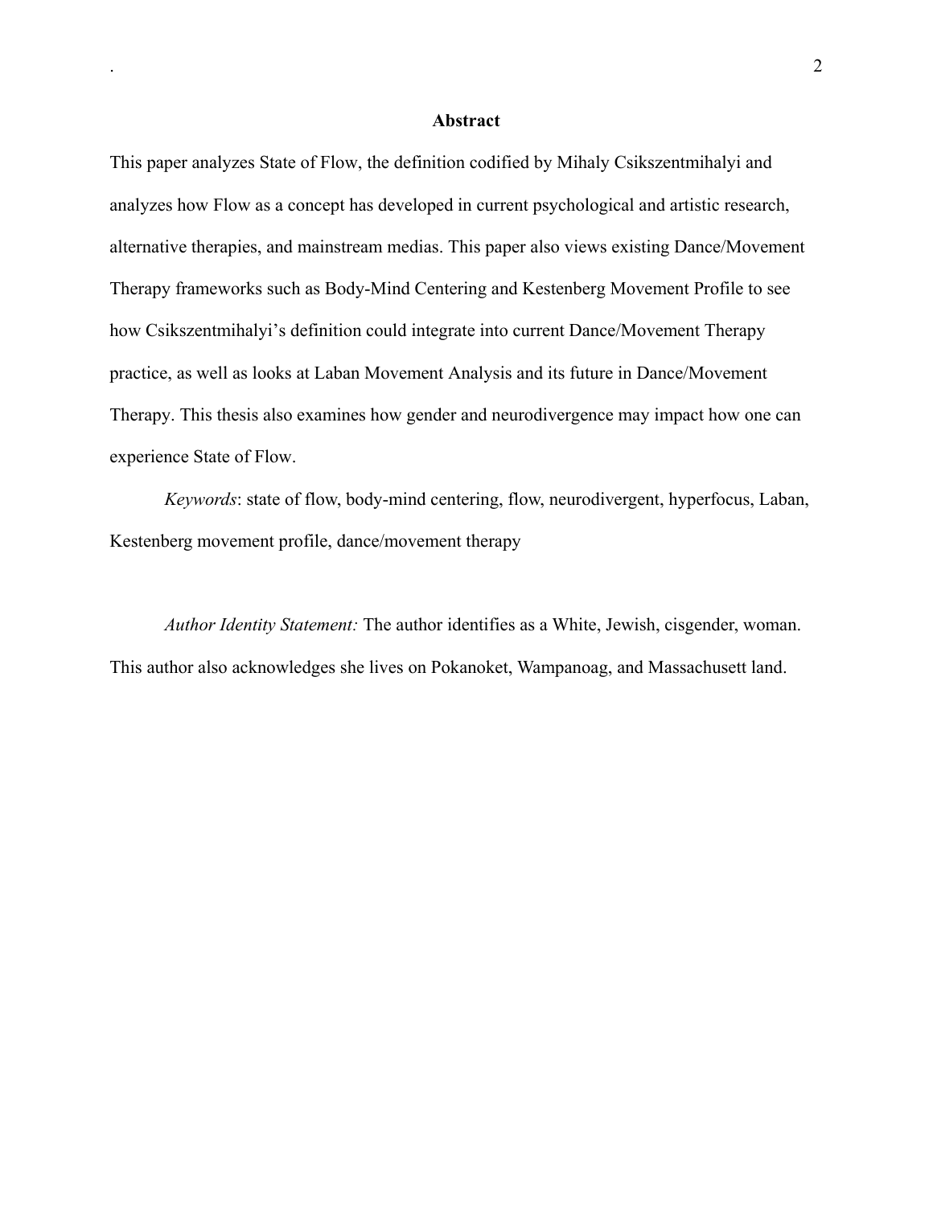## Abstract

This paper analyzes State of Flow, the definition codified by Mihaly Csikszentmihalyi and analyzes how Flow as a concept has developed in current psychological and artistic research, alternative therapies, and mainstream medias. This paper also views existing Dance/Movement Therapy frameworks such as Body-Mind Centering and Kestenberg Movement Profile to see how Csikszentmihalyi's definition could integrate into current Dance/Movement Therapy practice, as well as looks at Laban Movement Analysis and its future in Dance/Movement Therapy. This thesis also examines how gender and neurodivergence may impact how one can experience State of Flow.

*Keywords*: state of flow, body-mind centering, flow, neurodivergent, hyperfocus, Laban, Kestenberg movement profile, dance/movement therapy

*Author Identity Statement:* The author identifies as a White, Jewish, cisgender, woman. This author also acknowledges she lives on Pokanoket, Wampanoag, and Massachusett land.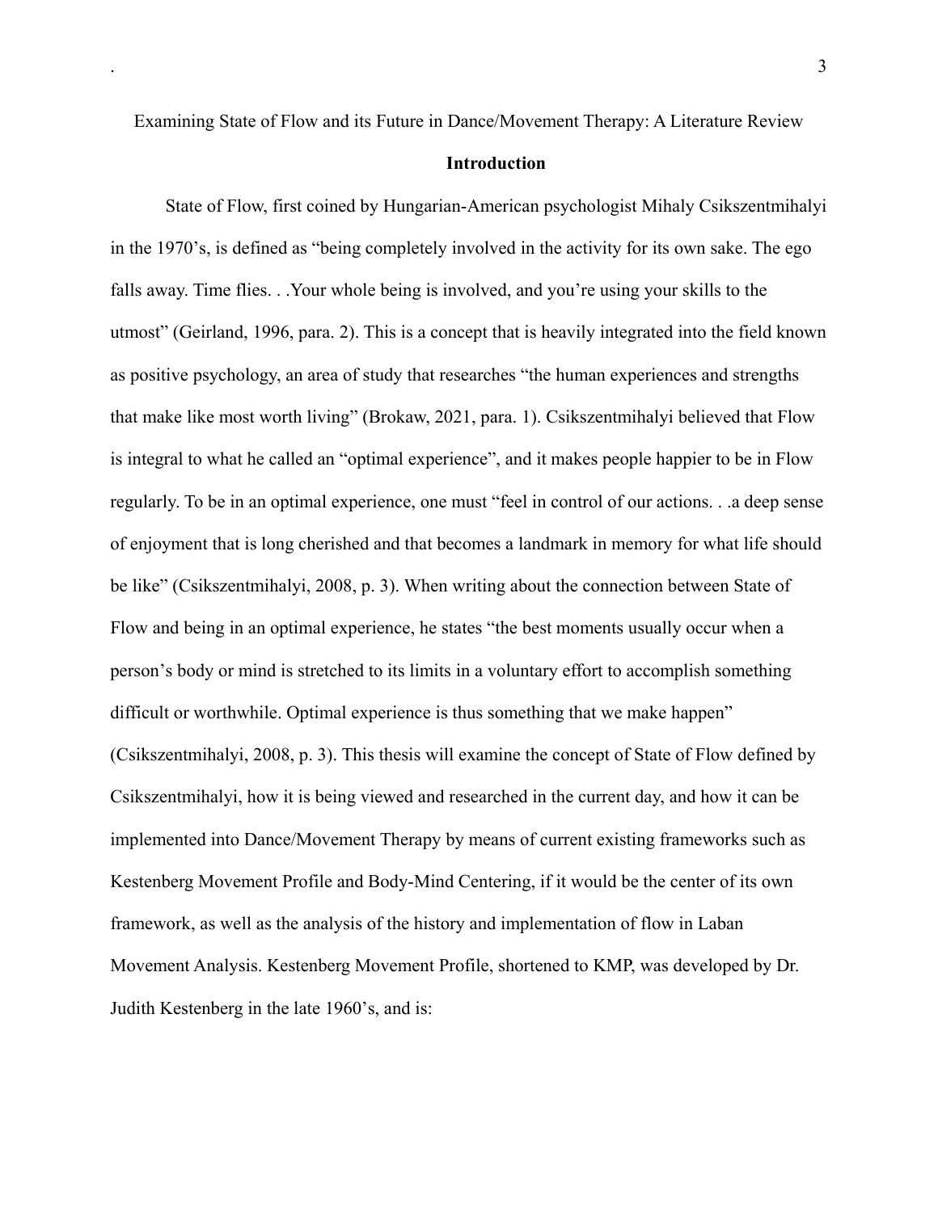Examining State of Flow and its Future in Dance/Movement Therapy: A Literature Review

## Introduction

State of Flow, first coined by Hungarian-American psychologist Mihaly Csikszentmihalyi in the 1970's, is defined as "being completely involved in the activity for its own sake. The ego falls away. Time flies. . .Your whole being is involved, and you're using your skills to the utmost" (Geirland, 1996, para. 2). This is a concept that is heavily integrated into the field known as positive psychology, an area of study that researches "the human experiences and strengths that make like most worth living" (Brokaw, 2021, para. 1). Csikszentmihalyi believed that Flow is integral to what he called an "optimal experience", and it makes people happier to be in Flow regularly. To be in an optimal experience, one must "feel in control of our actions. . .a deep sense of enjoyment that is long cherished and that becomes a landmark in memory for what life should be like" (Csikszentmihalyi, 2008, p. 3). When writing about the connection between State of Flow and being in an optimal experience, he states "the best moments usually occur when a person's body or mind is stretched to its limits in a voluntary effort to accomplish something difficult or worthwhile. Optimal experience is thus something that we make happen" (Csikszentmihalyi, 2008, p. 3). This thesis will examine the concept of State of Flow defined by Csikszentmihalyi, how it is being viewed and researched in the current day, and how it can be implemented into Dance/Movement Therapy by means of current existing frameworks such as Kestenberg Movement Profile and Body-Mind Centering, if it would be the center of its own framework, as well as the analysis of the history and implementation of flow in Laban Movement Analysis. Kestenberg Movement Profile, shortened to KMP, was developed by Dr. Judith Kestenberg in the late 1960's, and is: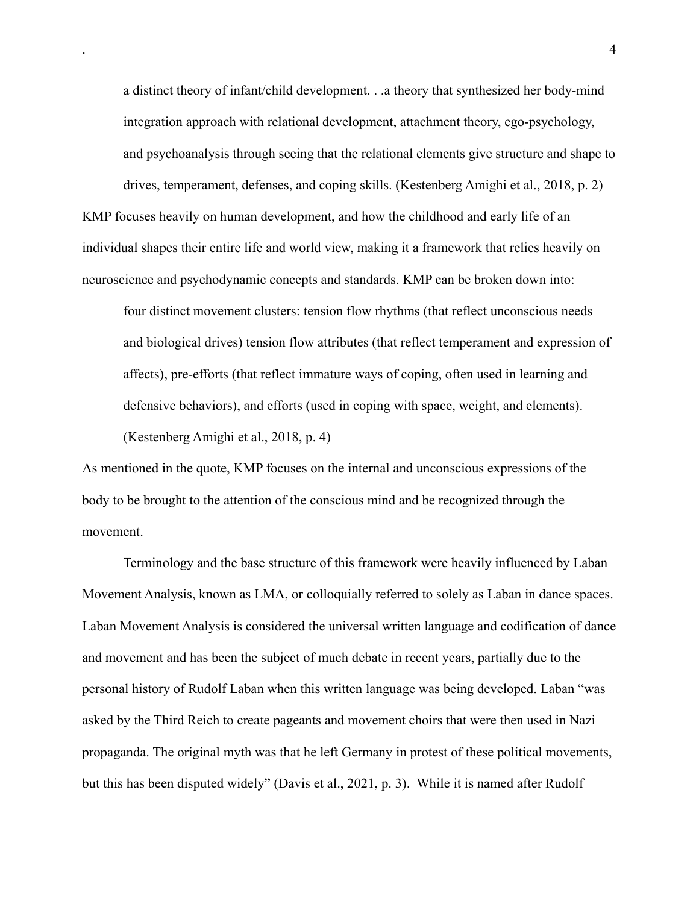> a distinct theory of infant/child development. . .a theory that synthesized her body-mind integration approach with relational development, attachment theory, ego-psychology, and psychoanalysis through seeing that the relational elements give structure and shape to drives, temperament, defenses, and coping skills. (Kestenberg Amighi et al., 2018, p. 2)

KMP focuses heavily on human development, and how the childhood and early life of an individual shapes their entire life and world view, making it a framework that relies heavily on neuroscience and psychodynamic concepts and standards. KMP can be broken down into:

> four distinct movement clusters: tension flow rhythms (that reflect unconscious needs and biological drives) tension flow attributes (that reflect temperament and expression of affects), pre-efforts (that reflect immature ways of coping, often used in learning and defensive behaviors), and efforts (used in coping with space, weight, and elements). (Kestenberg Amighi et al., 2018, p. 4)

As mentioned in the quote, KMP focuses on the internal and unconscious expressions of the body to be brought to the attention of the conscious mind and be recognized through the movement.

Terminology and the base structure of this framework were heavily influenced by Laban Movement Analysis, known as LMA, or colloquially referred to solely as Laban in dance spaces. Laban Movement Analysis is considered the universal written language and codification of dance and movement and has been the subject of much debate in recent years, partially due to the personal history of Rudolf Laban when this written language was being developed. Laban "was asked by the Third Reich to create pageants and movement choirs that were then used in Nazi propaganda. The original myth was that he left Germany in protest of these political movements, but this has been disputed widely" (Davis et al., 2021, p. 3). While it is named after Rudolf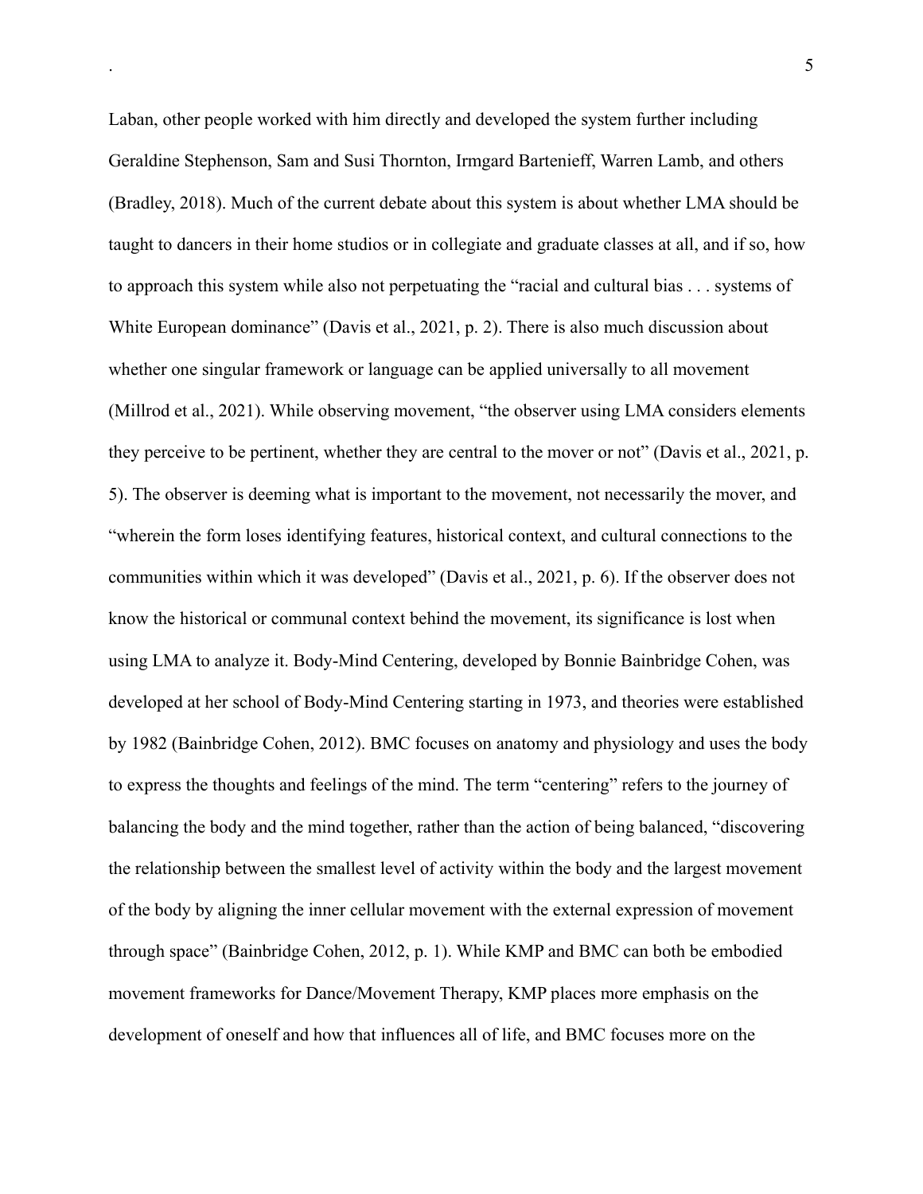Laban, other people worked with him directly and developed the system further including Geraldine Stephenson, Sam and Susi Thornton, Irmgard Bartenieff, Warren Lamb, and others (Bradley, 2018). Much of the current debate about this system is about whether LMA should be taught to dancers in their home studios or in collegiate and graduate classes at all, and if so, how to approach this system while also not perpetuating the "racial and cultural bias . . . systems of White European dominance" (Davis et al., 2021, p. 2). There is also much discussion about whether one singular framework or language can be applied universally to all movement (Millrod et al., 2021). While observing movement, "the observer using LMA considers elements they perceive to be pertinent, whether they are central to the mover or not" (Davis et al., 2021, p. 5). The observer is deeming what is important to the movement, not necessarily the mover, and "wherein the form loses identifying features, historical context, and cultural connections to the communities within which it was developed" (Davis et al., 2021, p. 6). If the observer does not know the historical or communal context behind the movement, its significance is lost when using LMA to analyze it. Body-Mind Centering, developed by Bonnie Bainbridge Cohen, was developed at her school of Body-Mind Centering starting in 1973, and theories were established by 1982 (Bainbridge Cohen, 2012). BMC focuses on anatomy and physiology and uses the body to express the thoughts and feelings of the mind. The term "centering" refers to the journey of balancing the body and the mind together, rather than the action of being balanced, "discovering the relationship between the smallest level of activity within the body and the largest movement of the body by aligning the inner cellular movement with the external expression of movement through space" (Bainbridge Cohen, 2012, p. 1). While KMP and BMC can both be embodied movement frameworks for Dance/Movement Therapy, KMP places more emphasis on the development of oneself and how that influences all of life, and BMC focuses more on the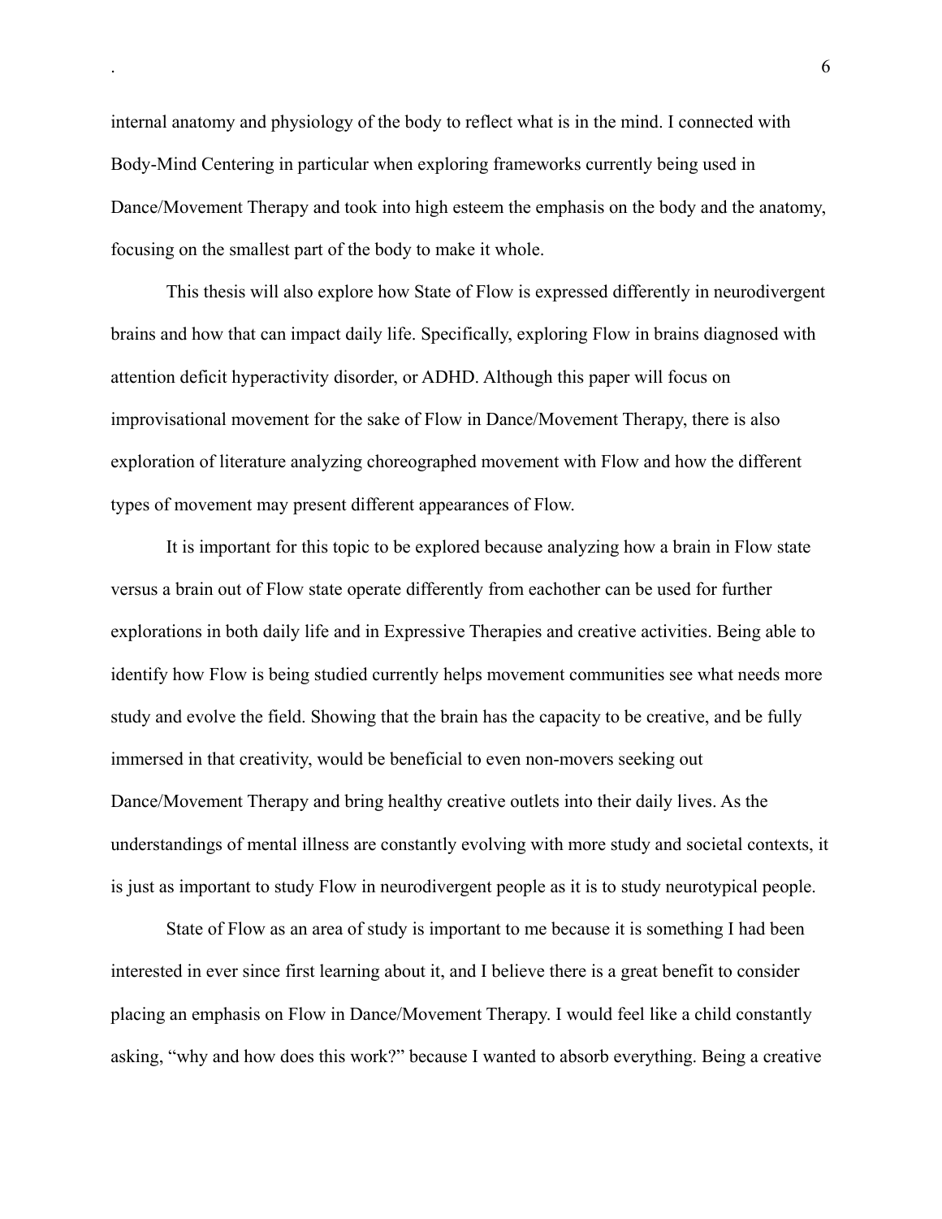internal anatomy and physiology of the body to reflect what is in the mind. I connected with Body-Mind Centering in particular when exploring frameworks currently being used in Dance/Movement Therapy and took into high esteem the emphasis on the body and the anatomy, focusing on the smallest part of the body to make it whole.

This thesis will also explore how State of Flow is expressed differently in neurodivergent brains and how that can impact daily life. Specifically, exploring Flow in brains diagnosed with attention deficit hyperactivity disorder, or ADHD. Although this paper will focus on improvisational movement for the sake of Flow in Dance/Movement Therapy, there is also exploration of literature analyzing choreographed movement with Flow and how the different types of movement may present different appearances of Flow.

It is important for this topic to be explored because analyzing how a brain in Flow state versus a brain out of Flow state operate differently from eachother can be used for further explorations in both daily life and in Expressive Therapies and creative activities. Being able to identify how Flow is being studied currently helps movement communities see what needs more study and evolve the field. Showing that the brain has the capacity to be creative, and be fully immersed in that creativity, would be beneficial to even non-movers seeking out Dance/Movement Therapy and bring healthy creative outlets into their daily lives. As the understandings of mental illness are constantly evolving with more study and societal contexts, it is just as important to study Flow in neurodivergent people as it is to study neurotypical people.

State of Flow as an area of study is important to me because it is something I had been interested in ever since first learning about it, and I believe there is a great benefit to consider placing an emphasis on Flow in Dance/Movement Therapy. I would feel like a child constantly asking, "why and how does this work?" because I wanted to absorb everything. Being a creative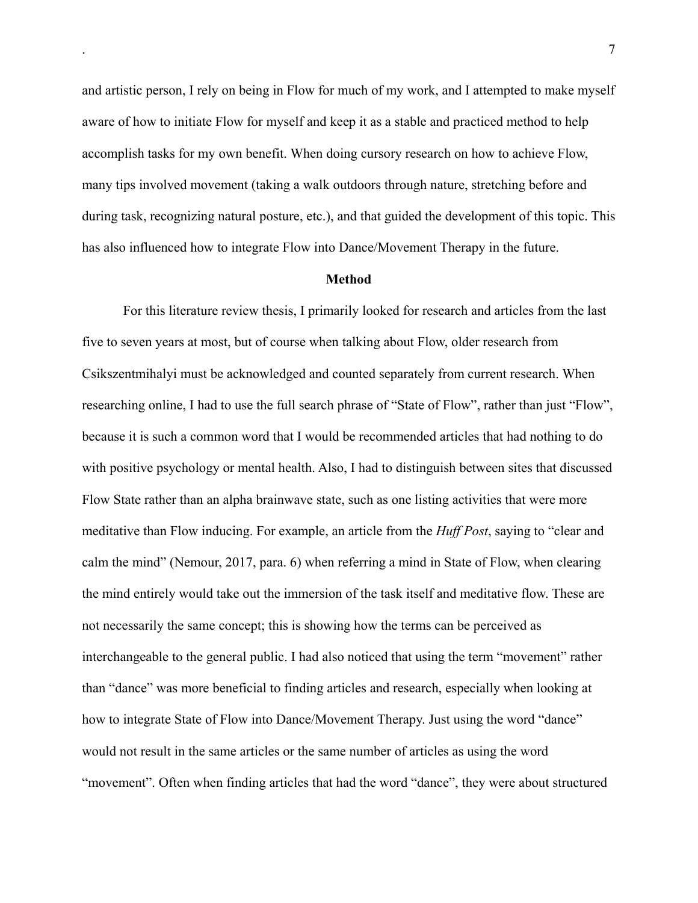and artistic person, I rely on being in Flow for much of my work, and I attempted to make myself aware of how to initiate Flow for myself and keep it as a stable and practiced method to help accomplish tasks for my own benefit. When doing cursory research on how to achieve Flow, many tips involved movement (taking a walk outdoors through nature, stretching before and during task, recognizing natural posture, etc.), and that guided the development of this topic. This has also influenced how to integrate Flow into Dance/Movement Therapy in the future.

## Method

For this literature review thesis, I primarily looked for research and articles from the last five to seven years at most, but of course when talking about Flow, older research from Csikszentmihalyi must be acknowledged and counted separately from current research. When researching online, I had to use the full search phrase of "State of Flow", rather than just "Flow", because it is such a common word that I would be recommended articles that had nothing to do with positive psychology or mental health. Also, I had to distinguish between sites that discussed Flow State rather than an alpha brainwave state, such as one listing activities that were more meditative than Flow inducing. For example, an article from the *Huff Post*, saying to "clear and calm the mind" (Nemour, 2017, para. 6) when referring a mind in State of Flow, when clearing the mind entirely would take out the immersion of the task itself and meditative flow. These are not necessarily the same concept; this is showing how the terms can be perceived as interchangeable to the general public. I had also noticed that using the term "movement" rather than "dance" was more beneficial to finding articles and research, especially when looking at how to integrate State of Flow into Dance/Movement Therapy. Just using the word "dance" would not result in the same articles or the same number of articles as using the word "movement". Often when finding articles that had the word "dance", they were about structured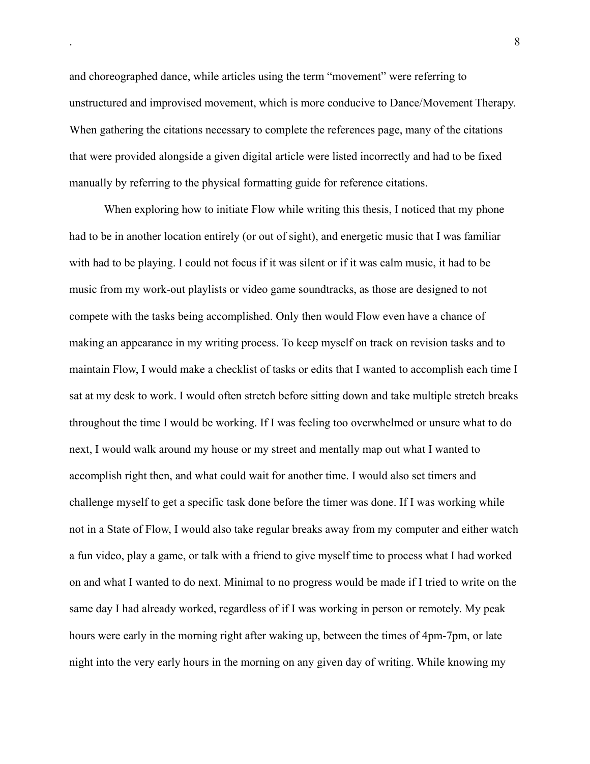and choreographed dance, while articles using the term "movement" were referring to unstructured and improvised movement, which is more conducive to Dance/Movement Therapy. When gathering the citations necessary to complete the references page, many of the citations that were provided alongside a given digital article were listed incorrectly and had to be fixed manually by referring to the physical formatting guide for reference citations.

When exploring how to initiate Flow while writing this thesis, I noticed that my phone had to be in another location entirely (or out of sight), and energetic music that I was familiar with had to be playing. I could not focus if it was silent or if it was calm music, it had to be music from my work-out playlists or video game soundtracks, as those are designed to not compete with the tasks being accomplished. Only then would Flow even have a chance of making an appearance in my writing process. To keep myself on track on revision tasks and to maintain Flow, I would make a checklist of tasks or edits that I wanted to accomplish each time I sat at my desk to work. I would often stretch before sitting down and take multiple stretch breaks throughout the time I would be working. If I was feeling too overwhelmed or unsure what to do next, I would walk around my house or my street and mentally map out what I wanted to accomplish right then, and what could wait for another time. I would also set timers and challenge myself to get a specific task done before the timer was done. If I was working while not in a State of Flow, I would also take regular breaks away from my computer and either watch a fun video, play a game, or talk with a friend to give myself time to process what I had worked on and what I wanted to do next. Minimal to no progress would be made if I tried to write on the same day I had already worked, regardless of if I was working in person or remotely. My peak hours were early in the morning right after waking up, between the times of 4pm-7pm, or late night into the very early hours in the morning on any given day of writing. While knowing my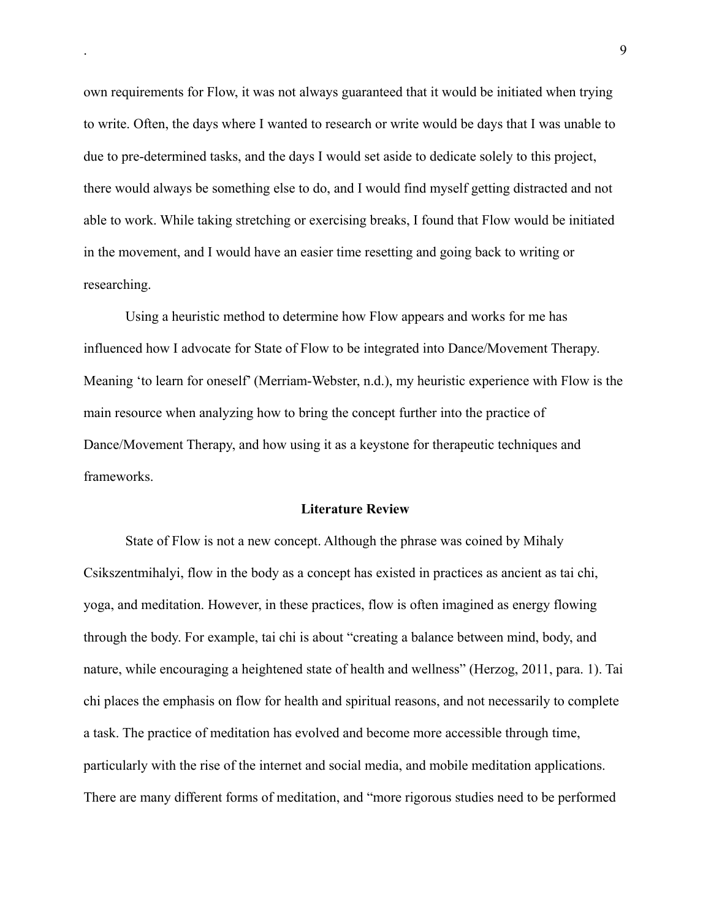own requirements for Flow, it was not always guaranteed that it would be initiated when trying to write. Often, the days where I wanted to research or write would be days that I was unable to due to pre-determined tasks, and the days I would set aside to dedicate solely to this project, there would always be something else to do, and I would find myself getting distracted and not able to work. While taking stretching or exercising breaks, I found that Flow would be initiated in the movement, and I would have an easier time resetting and going back to writing or researching.

Using a heuristic method to determine how Flow appears and works for me has influenced how I advocate for State of Flow to be integrated into Dance/Movement Therapy. Meaning 'to learn for oneself' (Merriam-Webster, n.d.), my heuristic experience with Flow is the main resource when analyzing how to bring the concept further into the practice of Dance/Movement Therapy, and how using it as a keystone for therapeutic techniques and frameworks.

## Literature Review

State of Flow is not a new concept. Although the phrase was coined by Mihaly Csikszentmihalyi, flow in the body as a concept has existed in practices as ancient as tai chi, yoga, and meditation. However, in these practices, flow is often imagined as energy flowing through the body. For example, tai chi is about "creating a balance between mind, body, and nature, while encouraging a heightened state of health and wellness" (Herzog, 2011, para. 1). Tai chi places the emphasis on flow for health and spiritual reasons, and not necessarily to complete a task. The practice of meditation has evolved and become more accessible through time, particularly with the rise of the internet and social media, and mobile meditation applications. There are many different forms of meditation, and "more rigorous studies need to be performed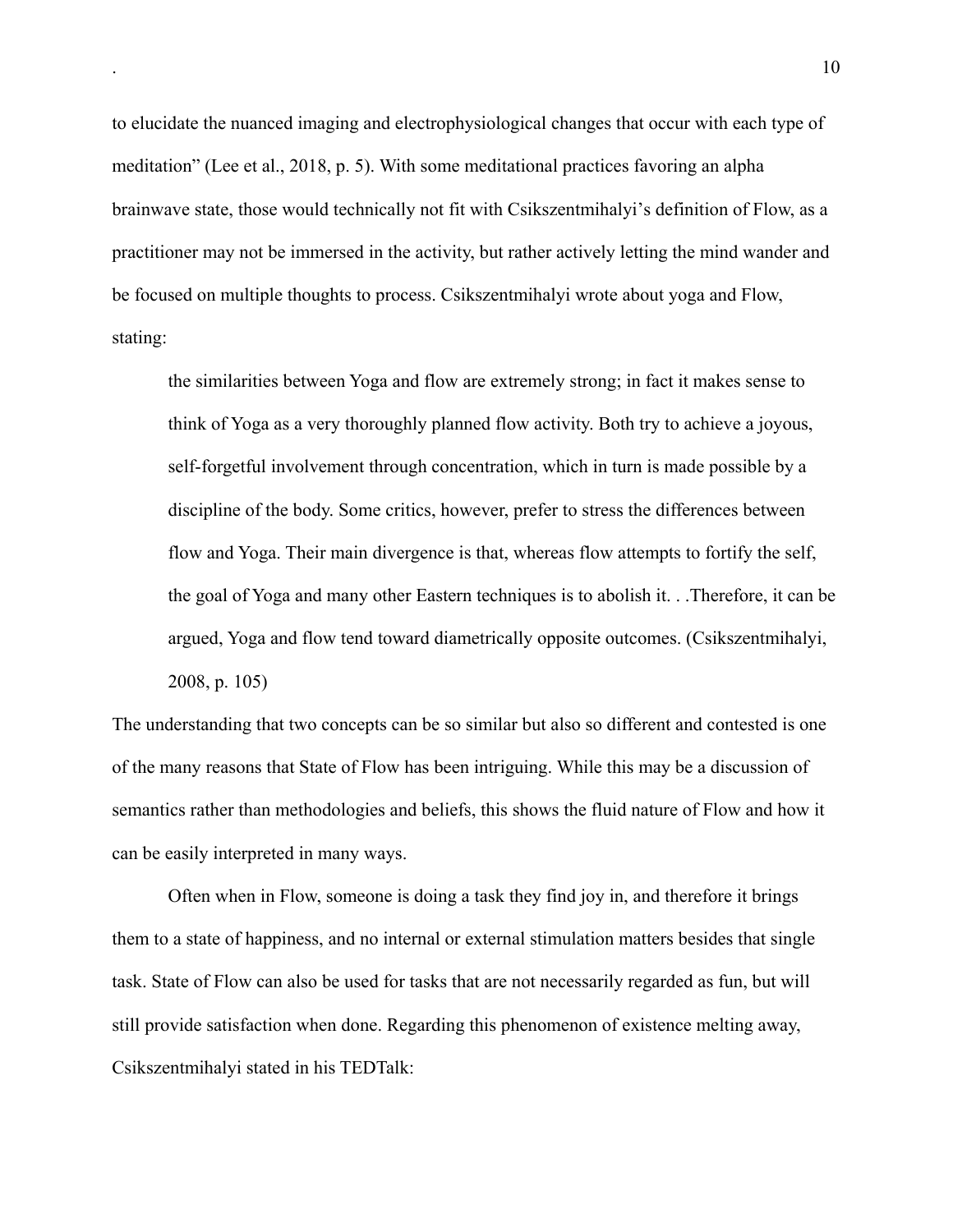to elucidate the nuanced imaging and electrophysiological changes that occur with each type of meditation" (Lee et al., 2018, p. 5). With some meditational practices favoring an alpha brainwave state, those would technically not fit with Csikszentmihalyi's definition of Flow, as a practitioner may not be immersed in the activity, but rather actively letting the mind wander and be focused on multiple thoughts to process. Csikszentmihalyi wrote about yoga and Flow, stating:

> the similarities between Yoga and flow are extremely strong; in fact it makes sense to think of Yoga as a very thoroughly planned flow activity. Both try to achieve a joyous, self-forgetful involvement through concentration, which in turn is made possible by a discipline of the body. Some critics, however, prefer to stress the differences between flow and Yoga. Their main divergence is that, whereas flow attempts to fortify the self, the goal of Yoga and many other Eastern techniques is to abolish it. . .Therefore, it can be argued, Yoga and flow tend toward diametrically opposite outcomes. (Csikszentmihalyi, 2008, p. 105)

The understanding that two concepts can be so similar but also so different and contested is one of the many reasons that State of Flow has been intriguing. While this may be a discussion of semantics rather than methodologies and beliefs, this shows the fluid nature of Flow and how it can be easily interpreted in many ways.

Often when in Flow, someone is doing a task they find joy in, and therefore it brings them to a state of happiness, and no internal or external stimulation matters besides that single task. State of Flow can also be used for tasks that are not necessarily regarded as fun, but will still provide satisfaction when done. Regarding this phenomenon of existence melting away, Csikszentmihalyi stated in his TEDTalk: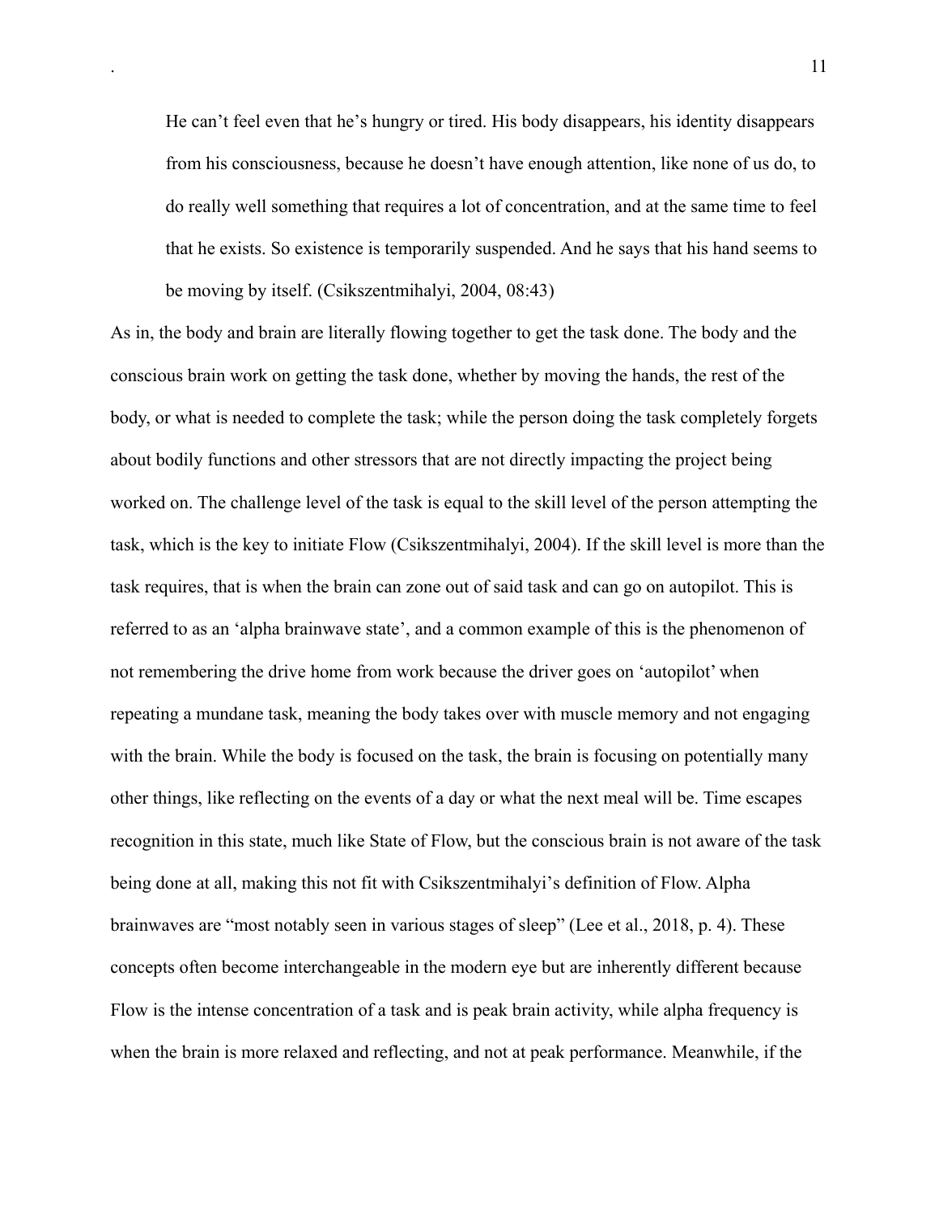> He can't feel even that he's hungry or tired. His body disappears, his identity disappears from his consciousness, because he doesn't have enough attention, like none of us do, to do really well something that requires a lot of concentration, and at the same time to feel that he exists. So existence is temporarily suspended. And he says that his hand seems to be moving by itself. (Csikszentmihalyi, 2004, 08:43)

As in, the body and brain are literally flowing together to get the task done. The body and the conscious brain work on getting the task done, whether by moving the hands, the rest of the body, or what is needed to complete the task; while the person doing the task completely forgets about bodily functions and other stressors that are not directly impacting the project being worked on. The challenge level of the task is equal to the skill level of the person attempting the task, which is the key to initiate Flow (Csikszentmihalyi, 2004). If the skill level is more than the task requires, that is when the brain can zone out of said task and can go on autopilot. This is referred to as an 'alpha brainwave state', and a common example of this is the phenomenon of not remembering the drive home from work because the driver goes on 'autopilot' when repeating a mundane task, meaning the body takes over with muscle memory and not engaging with the brain. While the body is focused on the task, the brain is focusing on potentially many other things, like reflecting on the events of a day or what the next meal will be. Time escapes recognition in this state, much like State of Flow, but the conscious brain is not aware of the task being done at all, making this not fit with Csikszentmihalyi's definition of Flow. Alpha brainwaves are "most notably seen in various stages of sleep" (Lee et al., 2018, p. 4). These concepts often become interchangeable in the modern eye but are inherently different because Flow is the intense concentration of a task and is peak brain activity, while alpha frequency is when the brain is more relaxed and reflecting, and not at peak performance. Meanwhile, if the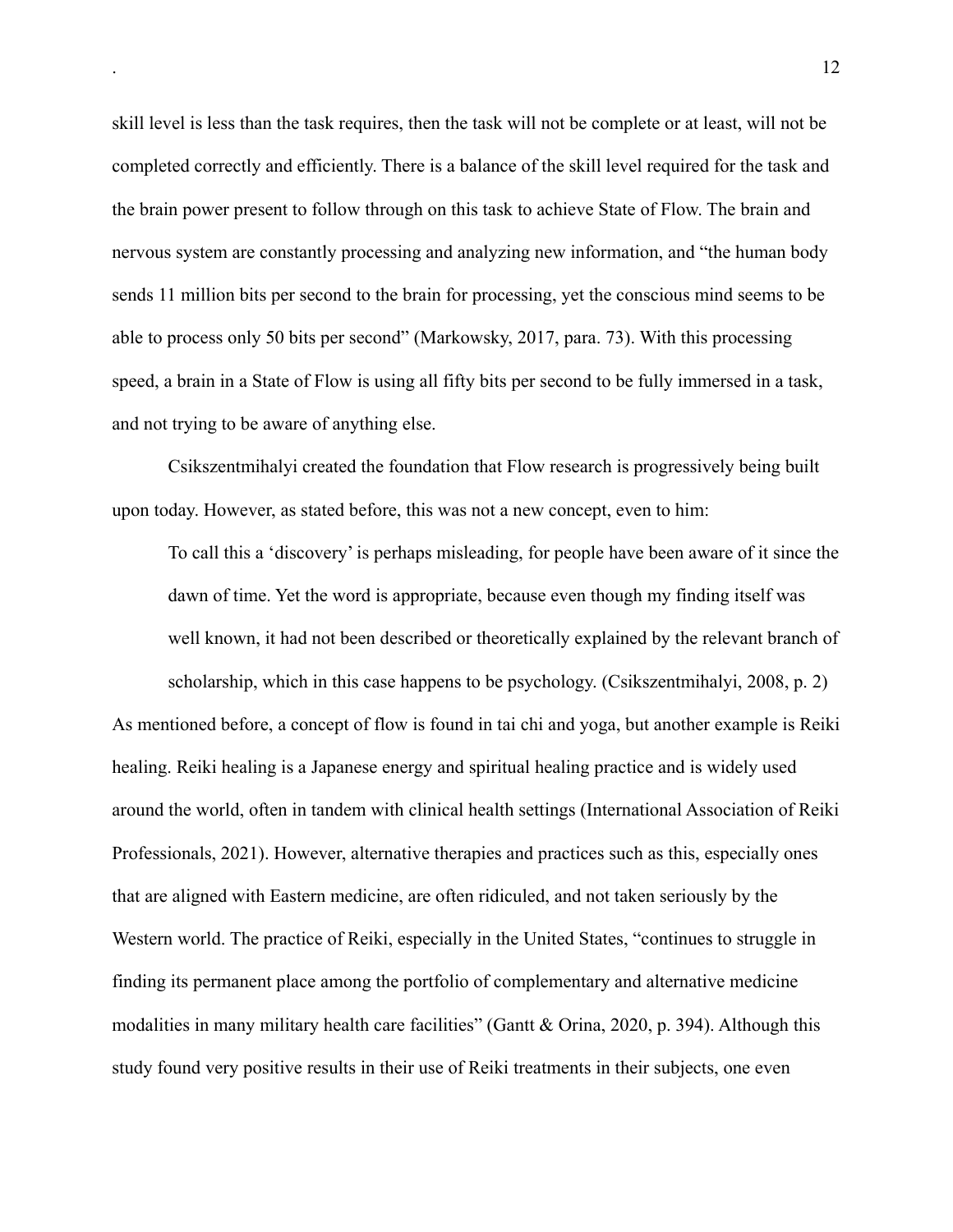skill level is less than the task requires, then the task will not be complete or at least, will not be completed correctly and efficiently. There is a balance of the skill level required for the task and the brain power present to follow through on this task to achieve State of Flow. The brain and nervous system are constantly processing and analyzing new information, and "the human body sends 11 million bits per second to the brain for processing, yet the conscious mind seems to be able to process only 50 bits per second" (Markowsky, 2017, para. 73). With this processing speed, a brain in a State of Flow is using all fifty bits per second to be fully immersed in a task, and not trying to be aware of anything else.

Csikszentmihalyi created the foundation that Flow research is progressively being built upon today. However, as stated before, this was not a new concept, even to him:

> To call this a 'discovery' is perhaps misleading, for people have been aware of it since the dawn of time. Yet the word is appropriate, because even though my finding itself was well known, it had not been described or theoretically explained by the relevant branch of scholarship, which in this case happens to be psychology. (Csikszentmihalyi, 2008, p. 2)

As mentioned before, a concept of flow is found in tai chi and yoga, but another example is Reiki healing. Reiki healing is a Japanese energy and spiritual healing practice and is widely used around the world, often in tandem with clinical health settings (International Association of Reiki Professionals, 2021). However, alternative therapies and practices such as this, especially ones that are aligned with Eastern medicine, are often ridiculed, and not taken seriously by the Western world. The practice of Reiki, especially in the United States, "continues to struggle in finding its permanent place among the portfolio of complementary and alternative medicine modalities in many military health care facilities" (Gantt & Orina, 2020, p. 394). Although this study found very positive results in their use of Reiki treatments in their subjects, one even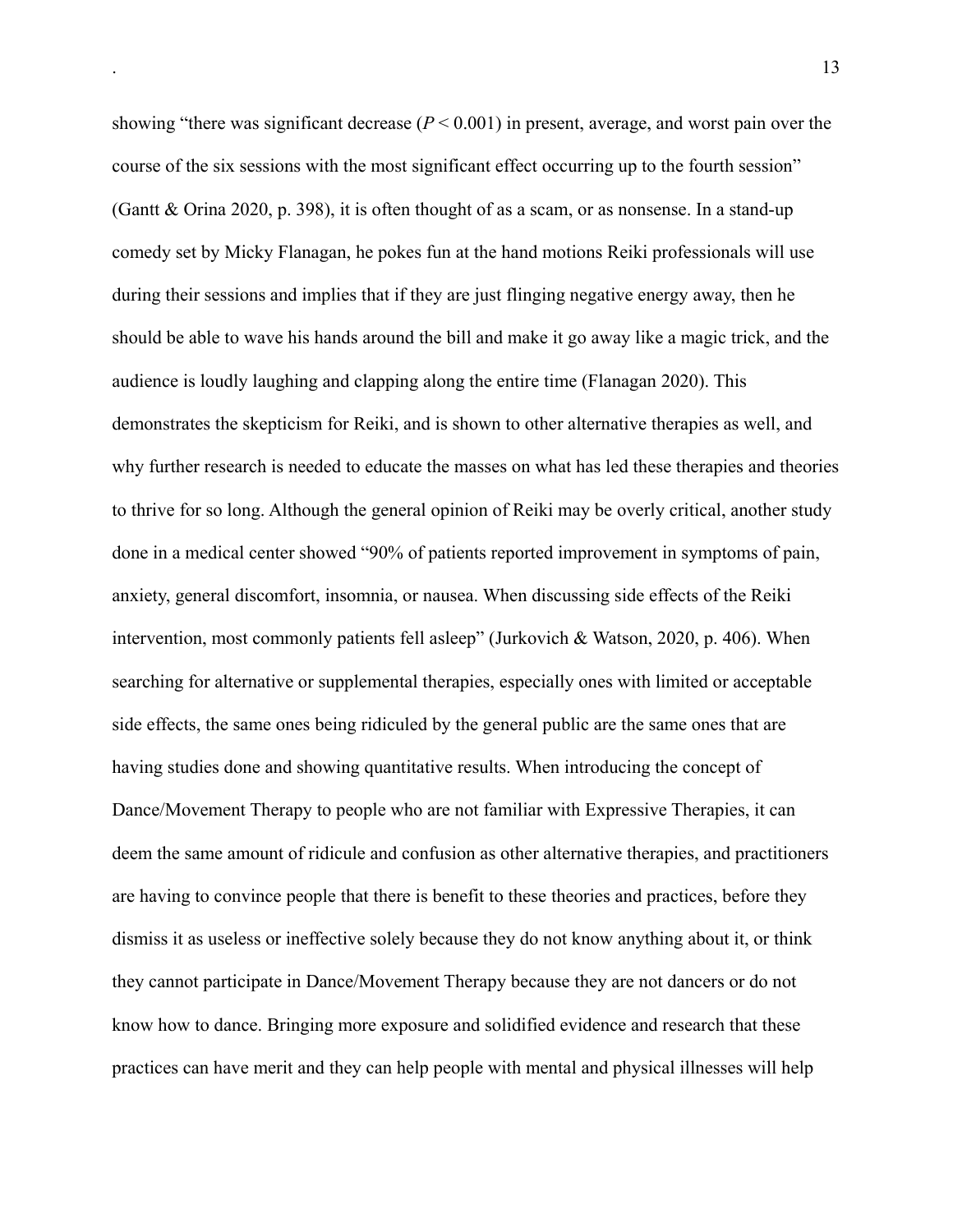showing "there was significant decrease ($P < 0.001$) in present, average, and worst pain over the course of the six sessions with the most significant effect occurring up to the fourth session" (Gantt & Orina 2020, p. 398), it is often thought of as a scam, or as nonsense. In a stand-up comedy set by Micky Flanagan, he pokes fun at the hand motions Reiki professionals will use during their sessions and implies that if they are just flinging negative energy away, then he should be able to wave his hands around the bill and make it go away like a magic trick, and the audience is loudly laughing and clapping along the entire time (Flanagan 2020). This demonstrates the skepticism for Reiki, and is shown to other alternative therapies as well, and why further research is needed to educate the masses on what has led these therapies and theories to thrive for so long. Although the general opinion of Reiki may be overly critical, another study done in a medical center showed "90% of patients reported improvement in symptoms of pain, anxiety, general discomfort, insomnia, or nausea. When discussing side effects of the Reiki intervention, most commonly patients fell asleep" (Jurkovich & Watson, 2020, p. 406). When searching for alternative or supplemental therapies, especially ones with limited or acceptable side effects, the same ones being ridiculed by the general public are the same ones that are having studies done and showing quantitative results. When introducing the concept of Dance/Movement Therapy to people who are not familiar with Expressive Therapies, it can deem the same amount of ridicule and confusion as other alternative therapies, and practitioners are having to convince people that there is benefit to these theories and practices, before they dismiss it as useless or ineffective solely because they do not know anything about it, or think they cannot participate in Dance/Movement Therapy because they are not dancers or do not know how to dance. Bringing more exposure and solidified evidence and research that these practices can have merit and they can help people with mental and physical illnesses will help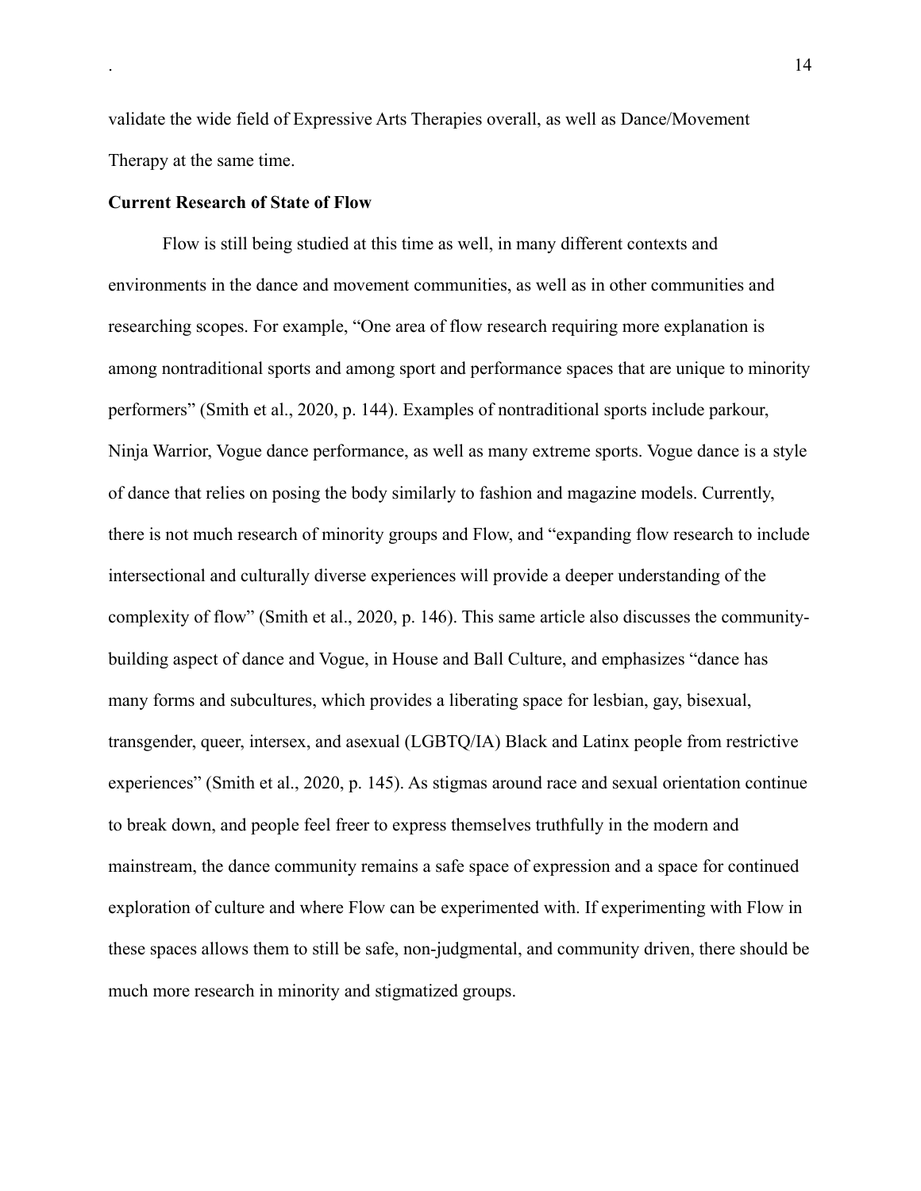validate the wide field of Expressive Arts Therapies overall, as well as Dance/Movement Therapy at the same time.

**Current Research of State of Flow**

Flow is still being studied at this time as well, in many different contexts and environments in the dance and movement communities, as well as in other communities and researching scopes. For example, "One area of flow research requiring more explanation is among nontraditional sports and among sport and performance spaces that are unique to minority performers" (Smith et al., 2020, p. 144). Examples of nontraditional sports include parkour, Ninja Warrior, Vogue dance performance, as well as many extreme sports. Vogue dance is a style of dance that relies on posing the body similarly to fashion and magazine models. Currently, there is not much research of minority groups and Flow, and "expanding flow research to include intersectional and culturally diverse experiences will provide a deeper understanding of the complexity of flow" (Smith et al., 2020, p. 146). This same article also discusses the community-building aspect of dance and Vogue, in House and Ball Culture, and emphasizes "dance has many forms and subcultures, which provides a liberating space for lesbian, gay, bisexual, transgender, queer, intersex, and asexual (LGBTQ/IA) Black and Latinx people from restrictive experiences" (Smith et al., 2020, p. 145). As stigmas around race and sexual orientation continue to break down, and people feel freer to express themselves truthfully in the modern and mainstream, the dance community remains a safe space of expression and a space for continued exploration of culture and where Flow can be experimented with. If experimenting with Flow in these spaces allows them to still be safe, non-judgmental, and community driven, there should be much more research in minority and stigmatized groups.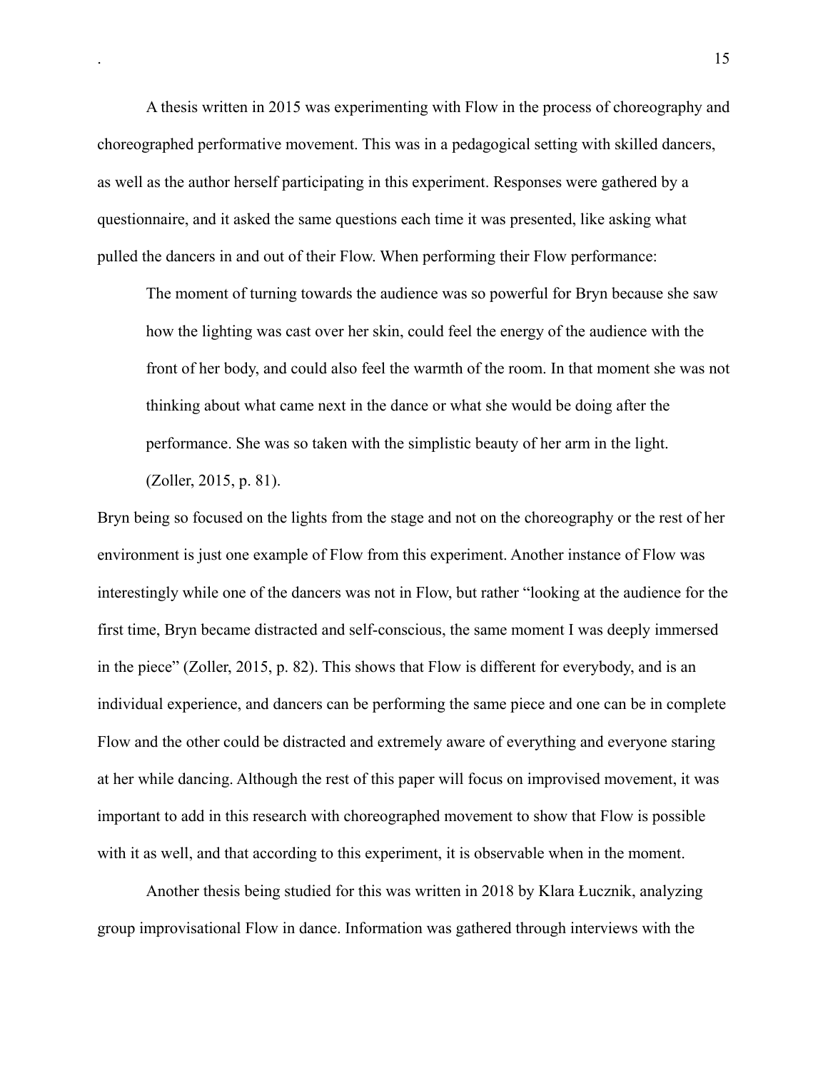A thesis written in 2015 was experimenting with Flow in the process of choreography and choreographed performative movement. This was in a pedagogical setting with skilled dancers, as well as the author herself participating in this experiment. Responses were gathered by a questionnaire, and it asked the same questions each time it was presented, like asking what pulled the dancers in and out of their Flow. When performing their Flow performance:

> The moment of turning towards the audience was so powerful for Bryn because she saw how the lighting was cast over her skin, could feel the energy of the audience with the front of her body, and could also feel the warmth of the room. In that moment she was not thinking about what came next in the dance or what she would be doing after the performance. She was so taken with the simplistic beauty of her arm in the light. (Zoller, 2015, p. 81).

Bryn being so focused on the lights from the stage and not on the choreography or the rest of her environment is just one example of Flow from this experiment. Another instance of Flow was interestingly while one of the dancers was not in Flow, but rather "looking at the audience for the first time, Bryn became distracted and self-conscious, the same moment I was deeply immersed in the piece" (Zoller, 2015, p. 82). This shows that Flow is different for everybody, and is an individual experience, and dancers can be performing the same piece and one can be in complete Flow and the other could be distracted and extremely aware of everything and everyone staring at her while dancing. Although the rest of this paper will focus on improvised movement, it was important to add in this research with choreographed movement to show that Flow is possible with it as well, and that according to this experiment, it is observable when in the moment.

Another thesis being studied for this was written in 2018 by Klara Łucznik, analyzing group improvisational Flow in dance. Information was gathered through interviews with the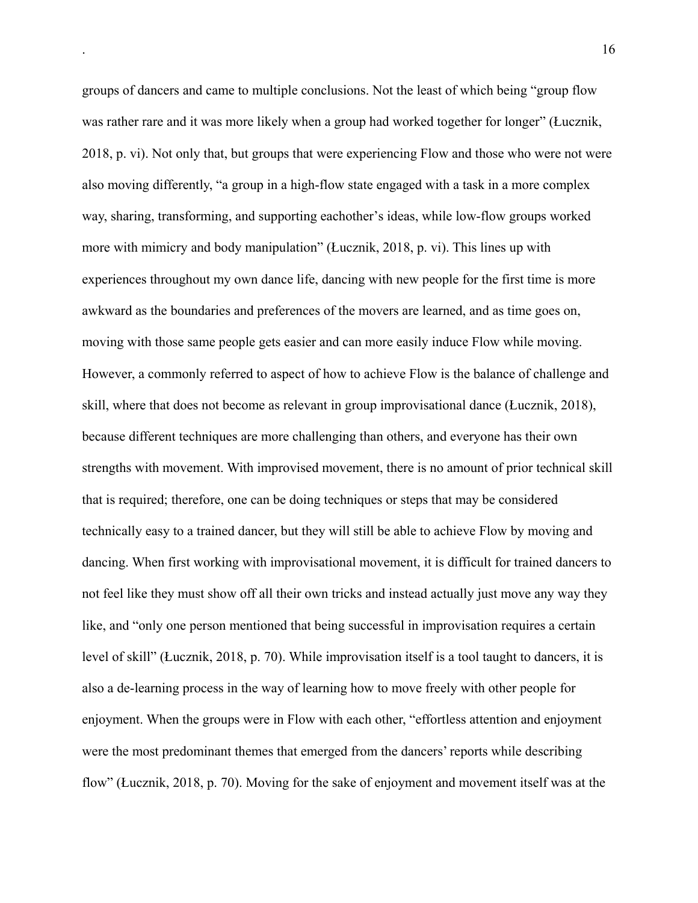groups of dancers and came to multiple conclusions. Not the least of which being "group flow was rather rare and it was more likely when a group had worked together for longer" (Łucznik, 2018, p. vi). Not only that, but groups that were experiencing Flow and those who were not were also moving differently, "a group in a high-flow state engaged with a task in a more complex way, sharing, transforming, and supporting eachother's ideas, while low-flow groups worked more with mimicry and body manipulation" (Łucznik, 2018, p. vi). This lines up with experiences throughout my own dance life, dancing with new people for the first time is more awkward as the boundaries and preferences of the movers are learned, and as time goes on, moving with those same people gets easier and can more easily induce Flow while moving. However, a commonly referred to aspect of how to achieve Flow is the balance of challenge and skill, where that does not become as relevant in group improvisational dance (Łucznik, 2018), because different techniques are more challenging than others, and everyone has their own strengths with movement. With improvised movement, there is no amount of prior technical skill that is required; therefore, one can be doing techniques or steps that may be considered technically easy to a trained dancer, but they will still be able to achieve Flow by moving and dancing. When first working with improvisational movement, it is difficult for trained dancers to not feel like they must show off all their own tricks and instead actually just move any way they like, and "only one person mentioned that being successful in improvisation requires a certain level of skill" (Łucznik, 2018, p. 70). While improvisation itself is a tool taught to dancers, it is also a de-learning process in the way of learning how to move freely with other people for enjoyment. When the groups were in Flow with each other, "effortless attention and enjoyment were the most predominant themes that emerged from the dancers' reports while describing flow" (Łucznik, 2018, p. 70). Moving for the sake of enjoyment and movement itself was at the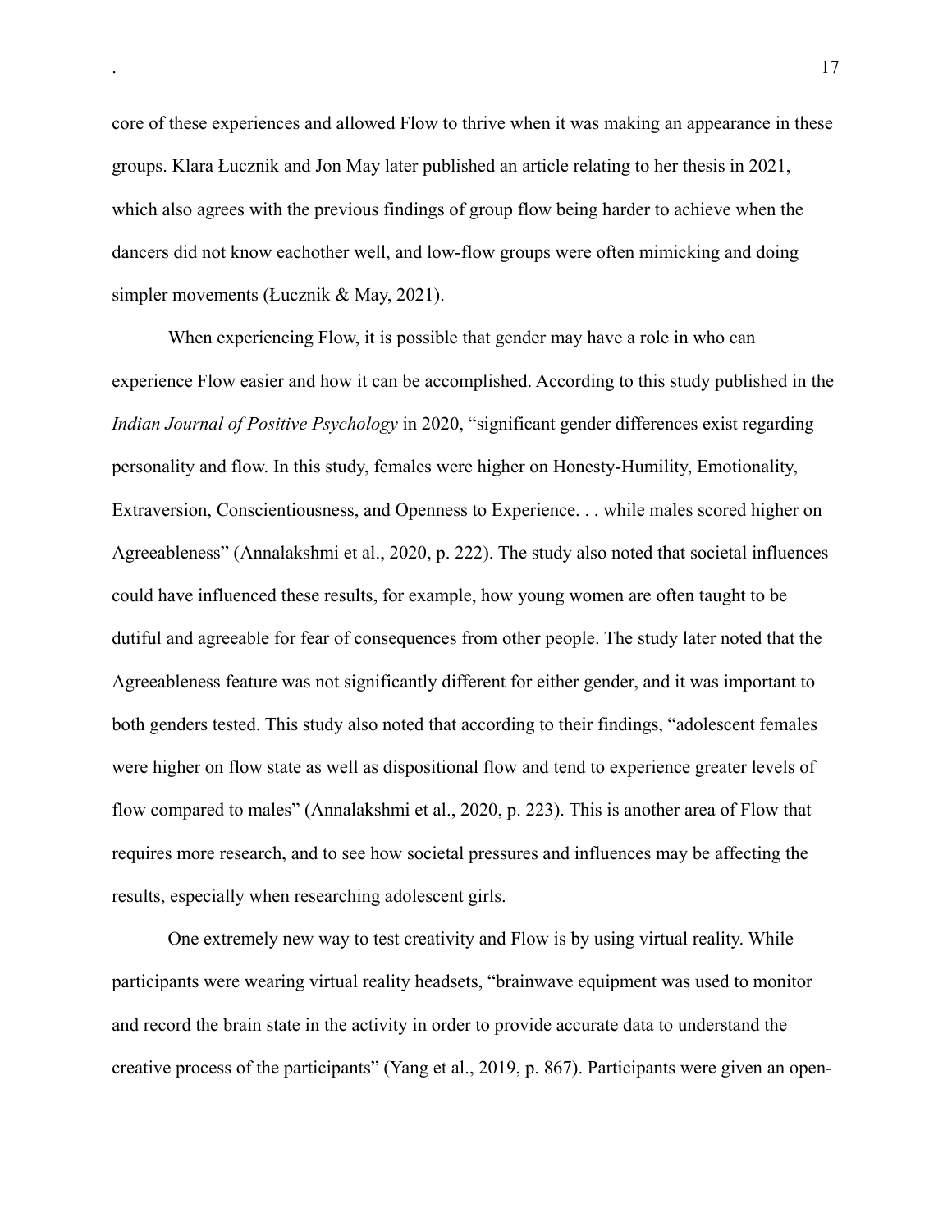core of these experiences and allowed Flow to thrive when it was making an appearance in these groups. Klara Łucznik and Jon May later published an article relating to her thesis in 2021, which also agrees with the previous findings of group flow being harder to achieve when the dancers did not know eachother well, and low-flow groups were often mimicking and doing simpler movements (Łucznik & May, 2021).

When experiencing Flow, it is possible that gender may have a role in who can experience Flow easier and how it can be accomplished. According to this study published in the *Indian Journal of Positive Psychology* in 2020, "significant gender differences exist regarding personality and flow. In this study, females were higher on Honesty-Humility, Emotionality, Extraversion, Conscientiousness, and Openness to Experience. . . while males scored higher on Agreeableness" (Annalakshmi et al., 2020, p. 222). The study also noted that societal influences could have influenced these results, for example, how young women are often taught to be dutiful and agreeable for fear of consequences from other people. The study later noted that the Agreeableness feature was not significantly different for either gender, and it was important to both genders tested. This study also noted that according to their findings, "adolescent females were higher on flow state as well as dispositional flow and tend to experience greater levels of flow compared to males" (Annalakshmi et al., 2020, p. 223). This is another area of Flow that requires more research, and to see how societal pressures and influences may be affecting the results, especially when researching adolescent girls.

One extremely new way to test creativity and Flow is by using virtual reality. While participants were wearing virtual reality headsets, "brainwave equipment was used to monitor and record the brain state in the activity in order to provide accurate data to understand the creative process of the participants" (Yang et al., 2019, p. 867). Participants were given an open-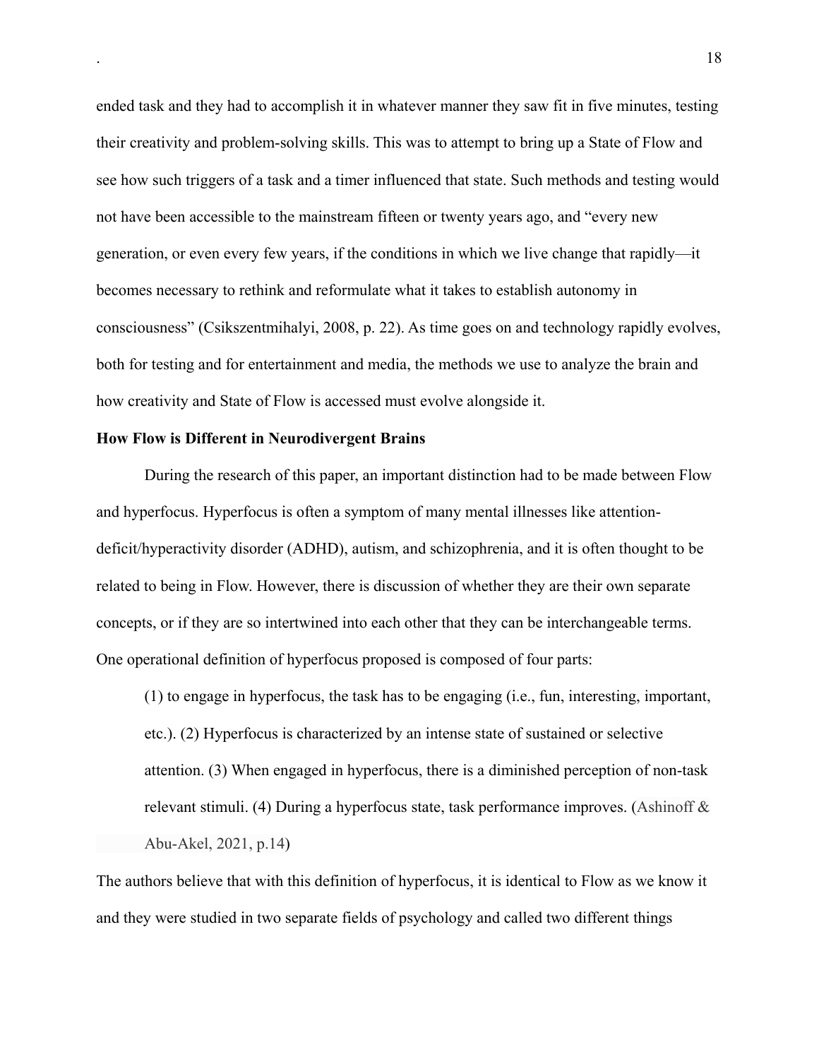ended task and they had to accomplish it in whatever manner they saw fit in five minutes, testing their creativity and problem-solving skills. This was to attempt to bring up a State of Flow and see how such triggers of a task and a timer influenced that state. Such methods and testing would not have been accessible to the mainstream fifteen or twenty years ago, and "every new generation, or even every few years, if the conditions in which we live change that rapidly—it becomes necessary to rethink and reformulate what it takes to establish autonomy in consciousness" (Csikszentmihalyi, 2008, p. 22). As time goes on and technology rapidly evolves, both for testing and for entertainment and media, the methods we use to analyze the brain and how creativity and State of Flow is accessed must evolve alongside it.

**How Flow is Different in Neurodivergent Brains**

During the research of this paper, an important distinction had to be made between Flow and hyperfocus. Hyperfocus is often a symptom of many mental illnesses like attention-deficit/hyperactivity disorder (ADHD), autism, and schizophrenia, and it is often thought to be related to being in Flow. However, there is discussion of whether they are their own separate concepts, or if they are so intertwined into each other that they can be interchangeable terms. One operational definition of hyperfocus proposed is composed of four parts:

> (1) to engage in hyperfocus, the task has to be engaging (i.e., fun, interesting, important, etc.). (2) Hyperfocus is characterized by an intense state of sustained or selective attention. (3) When engaged in hyperfocus, there is a diminished perception of non-task relevant stimuli. (4) During a hyperfocus state, task performance improves. (Ashinoff & Abu-Akel, 2021, p.14)

The authors believe that with this definition of hyperfocus, it is identical to Flow as we know it and they were studied in two separate fields of psychology and called two different things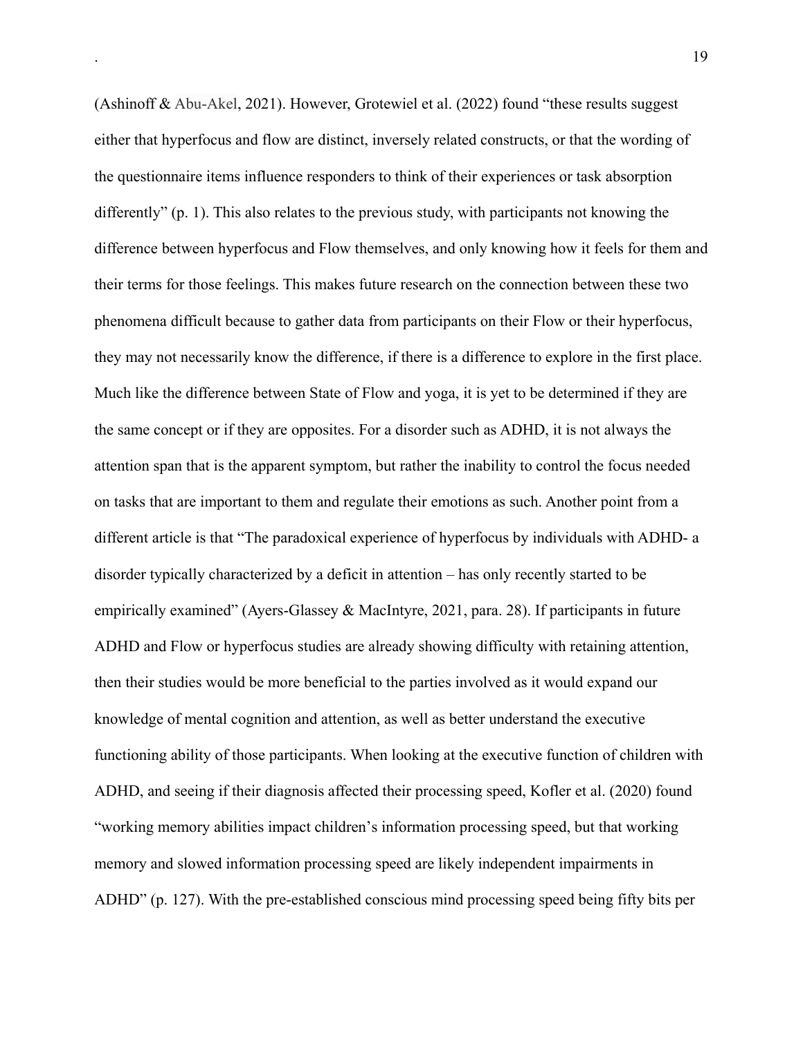(Ashinoff & Abu-Akel, 2021). However, Grotewiel et al. (2022) found "these results suggest either that hyperfocus and flow are distinct, inversely related constructs, or that the wording of the questionnaire items influence responders to think of their experiences or task absorption differently" (p. 1). This also relates to the previous study, with participants not knowing the difference between hyperfocus and Flow themselves, and only knowing how it feels for them and their terms for those feelings. This makes future research on the connection between these two phenomena difficult because to gather data from participants on their Flow or their hyperfocus, they may not necessarily know the difference, if there is a difference to explore in the first place. Much like the difference between State of Flow and yoga, it is yet to be determined if they are the same concept or if they are opposites. For a disorder such as ADHD, it is not always the attention span that is the apparent symptom, but rather the inability to control the focus needed on tasks that are important to them and regulate their emotions as such. Another point from a different article is that "The paradoxical experience of hyperfocus by individuals with ADHD- a disorder typically characterized by a deficit in attention – has only recently started to be empirically examined" (Ayers-Glassey & MacIntyre, 2021, para. 28). If participants in future ADHD and Flow or hyperfocus studies are already showing difficulty with retaining attention, then their studies would be more beneficial to the parties involved as it would expand our knowledge of mental cognition and attention, as well as better understand the executive functioning ability of those participants. When looking at the executive function of children with ADHD, and seeing if their diagnosis affected their processing speed, Kofler et al. (2020) found "working memory abilities impact children's information processing speed, but that working memory and slowed information processing speed are likely independent impairments in ADHD" (p. 127). With the pre-established conscious mind processing speed being fifty bits per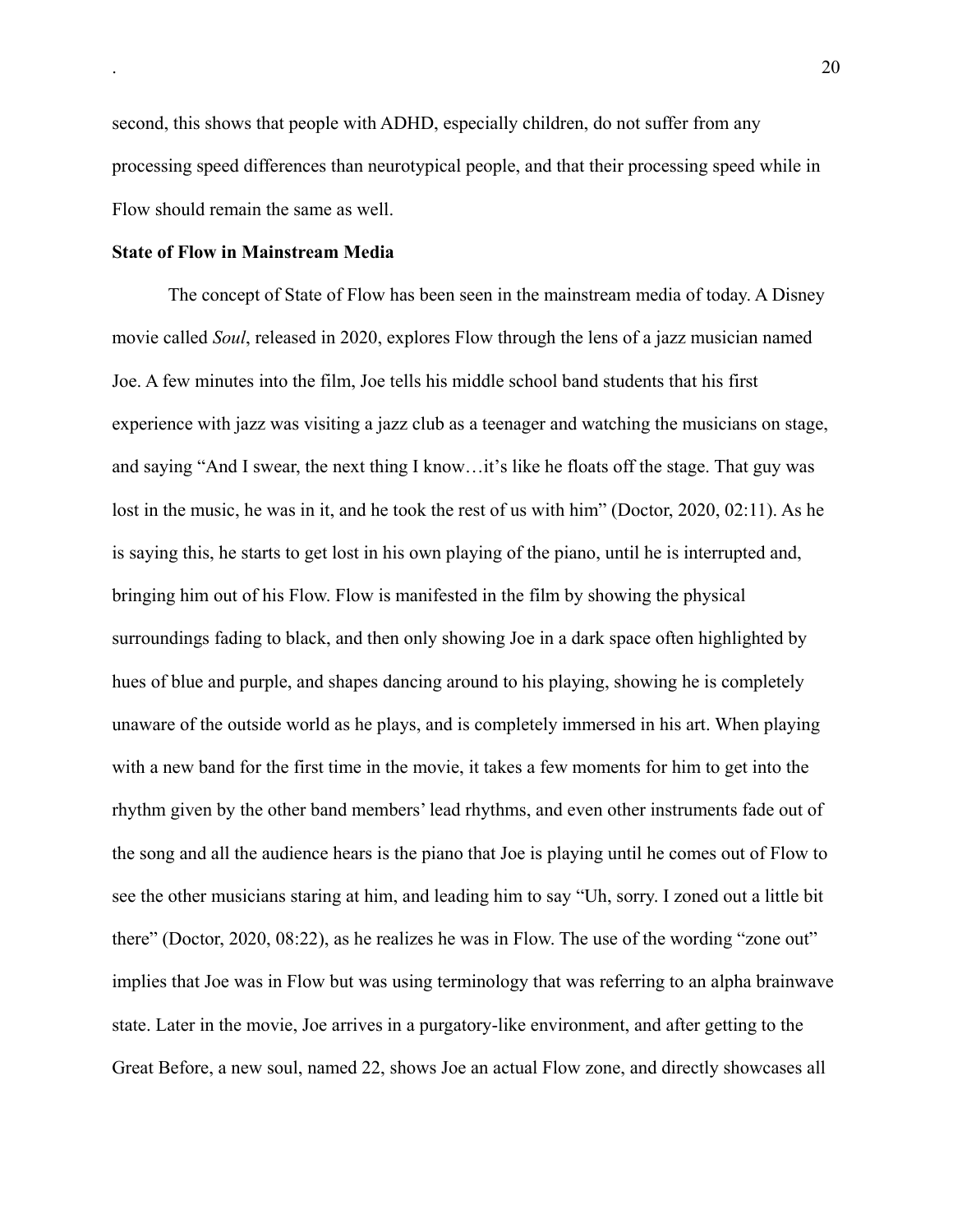second, this shows that people with ADHD, especially children, do not suffer from any processing speed differences than neurotypical people, and that their processing speed while in Flow should remain the same as well.

**State of Flow in Mainstream Media**

The concept of State of Flow has been seen in the mainstream media of today. A Disney movie called *Soul*, released in 2020, explores Flow through the lens of a jazz musician named Joe. A few minutes into the film, Joe tells his middle school band students that his first experience with jazz was visiting a jazz club as a teenager and watching the musicians on stage, and saying "And I swear, the next thing I know…it's like he floats off the stage. That guy was lost in the music, he was in it, and he took the rest of us with him" (Doctor, 2020, 02:11). As he is saying this, he starts to get lost in his own playing of the piano, until he is interrupted and, bringing him out of his Flow. Flow is manifested in the film by showing the physical surroundings fading to black, and then only showing Joe in a dark space often highlighted by hues of blue and purple, and shapes dancing around to his playing, showing he is completely unaware of the outside world as he plays, and is completely immersed in his art. When playing with a new band for the first time in the movie, it takes a few moments for him to get into the rhythm given by the other band members' lead rhythms, and even other instruments fade out of the song and all the audience hears is the piano that Joe is playing until he comes out of Flow to see the other musicians staring at him, and leading him to say "Uh, sorry. I zoned out a little bit there" (Doctor, 2020, 08:22), as he realizes he was in Flow. The use of the wording "zone out" implies that Joe was in Flow but was using terminology that was referring to an alpha brainwave state. Later in the movie, Joe arrives in a purgatory-like environment, and after getting to the Great Before, a new soul, named 22, shows Joe an actual Flow zone, and directly showcases all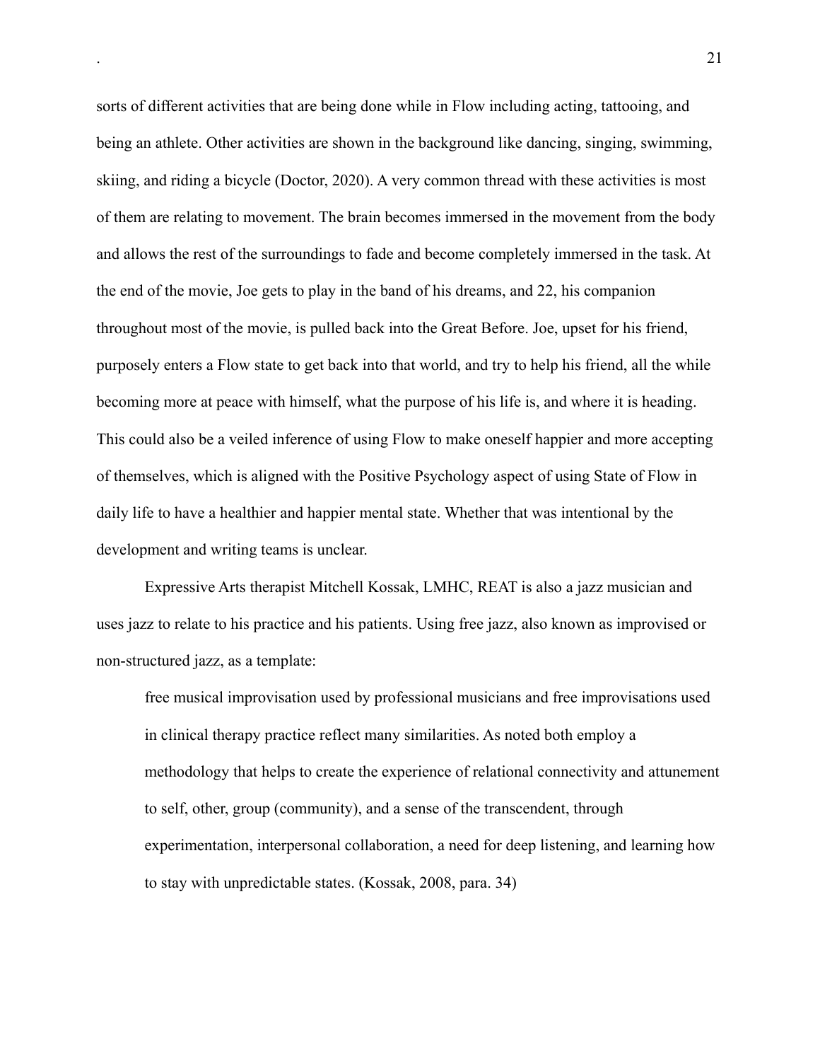sorts of different activities that are being done while in Flow including acting, tattooing, and being an athlete. Other activities are shown in the background like dancing, singing, swimming, skiing, and riding a bicycle (Doctor, 2020). A very common thread with these activities is most of them are relating to movement. The brain becomes immersed in the movement from the body and allows the rest of the surroundings to fade and become completely immersed in the task. At the end of the movie, Joe gets to play in the band of his dreams, and 22, his companion throughout most of the movie, is pulled back into the Great Before. Joe, upset for his friend, purposely enters a Flow state to get back into that world, and try to help his friend, all the while becoming more at peace with himself, what the purpose of his life is, and where it is heading. This could also be a veiled inference of using Flow to make oneself happier and more accepting of themselves, which is aligned with the Positive Psychology aspect of using State of Flow in daily life to have a healthier and happier mental state. Whether that was intentional by the development and writing teams is unclear.

Expressive Arts therapist Mitchell Kossak, LMHC, REAT is also a jazz musician and uses jazz to relate to his practice and his patients. Using free jazz, also known as improvised or non-structured jazz, as a template:

> free musical improvisation used by professional musicians and free improvisations used in clinical therapy practice reflect many similarities. As noted both employ a methodology that helps to create the experience of relational connectivity and attunement to self, other, group (community), and a sense of the transcendent, through experimentation, interpersonal collaboration, a need for deep listening, and learning how to stay with unpredictable states. (Kossak, 2008, para. 34)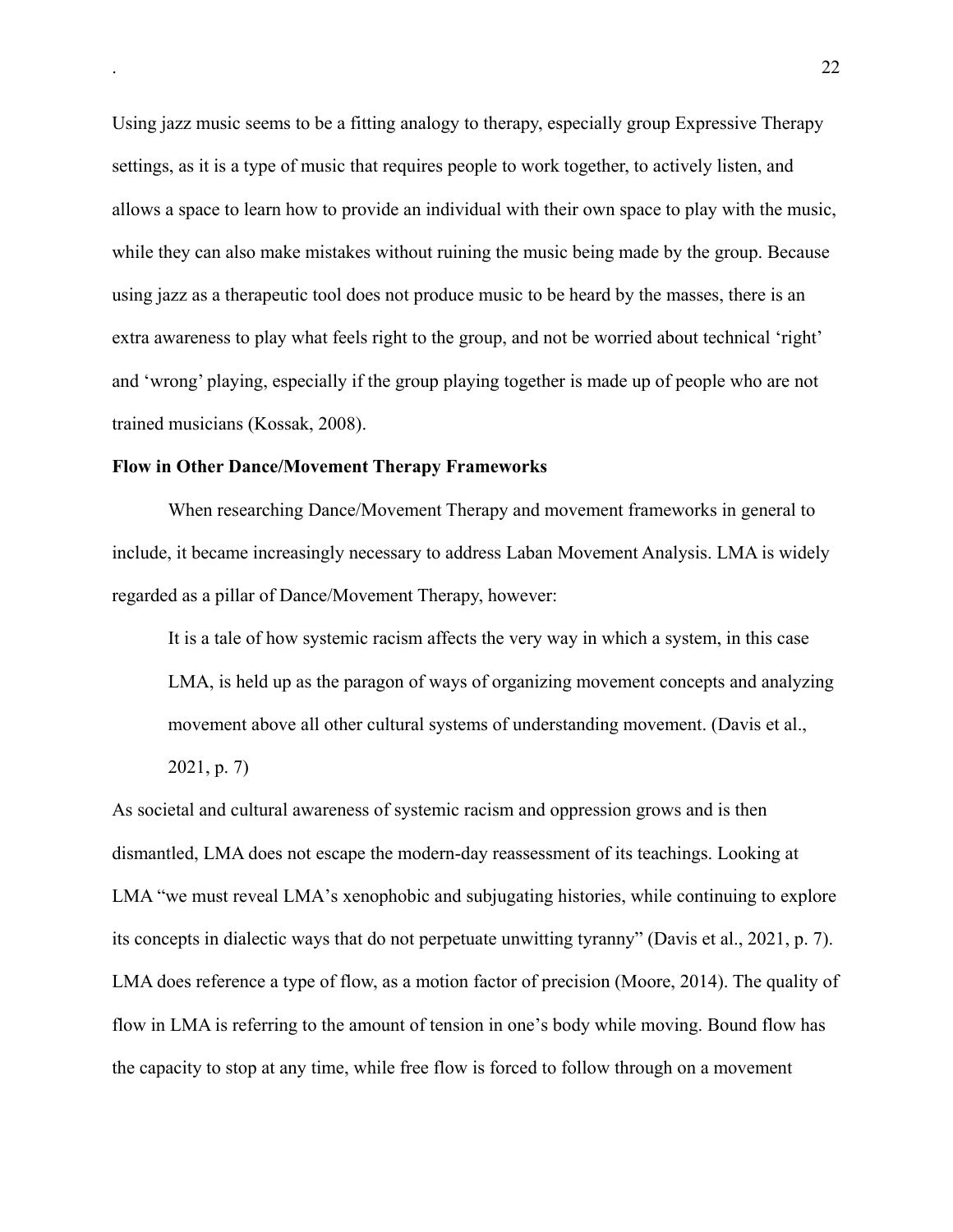Using jazz music seems to be a fitting analogy to therapy, especially group Expressive Therapy settings, as it is a type of music that requires people to work together, to actively listen, and allows a space to learn how to provide an individual with their own space to play with the music, while they can also make mistakes without ruining the music being made by the group. Because using jazz as a therapeutic tool does not produce music to be heard by the masses, there is an extra awareness to play what feels right to the group, and not be worried about technical 'right' and 'wrong' playing, especially if the group playing together is made up of people who are not trained musicians (Kossak, 2008).

**Flow in Other Dance/Movement Therapy Frameworks**

When researching Dance/Movement Therapy and movement frameworks in general to include, it became increasingly necessary to address Laban Movement Analysis. LMA is widely regarded as a pillar of Dance/Movement Therapy, however:

> It is a tale of how systemic racism affects the very way in which a system, in this case LMA, is held up as the paragon of ways of organizing movement concepts and analyzing movement above all other cultural systems of understanding movement. (Davis et al., 2021, p. 7)

As societal and cultural awareness of systemic racism and oppression grows and is then dismantled, LMA does not escape the modern-day reassessment of its teachings. Looking at LMA "we must reveal LMA's xenophobic and subjugating histories, while continuing to explore its concepts in dialectic ways that do not perpetuate unwitting tyranny" (Davis et al., 2021, p. 7). LMA does reference a type of flow, as a motion factor of precision (Moore, 2014). The quality of flow in LMA is referring to the amount of tension in one's body while moving. Bound flow has the capacity to stop at any time, while free flow is forced to follow through on a movement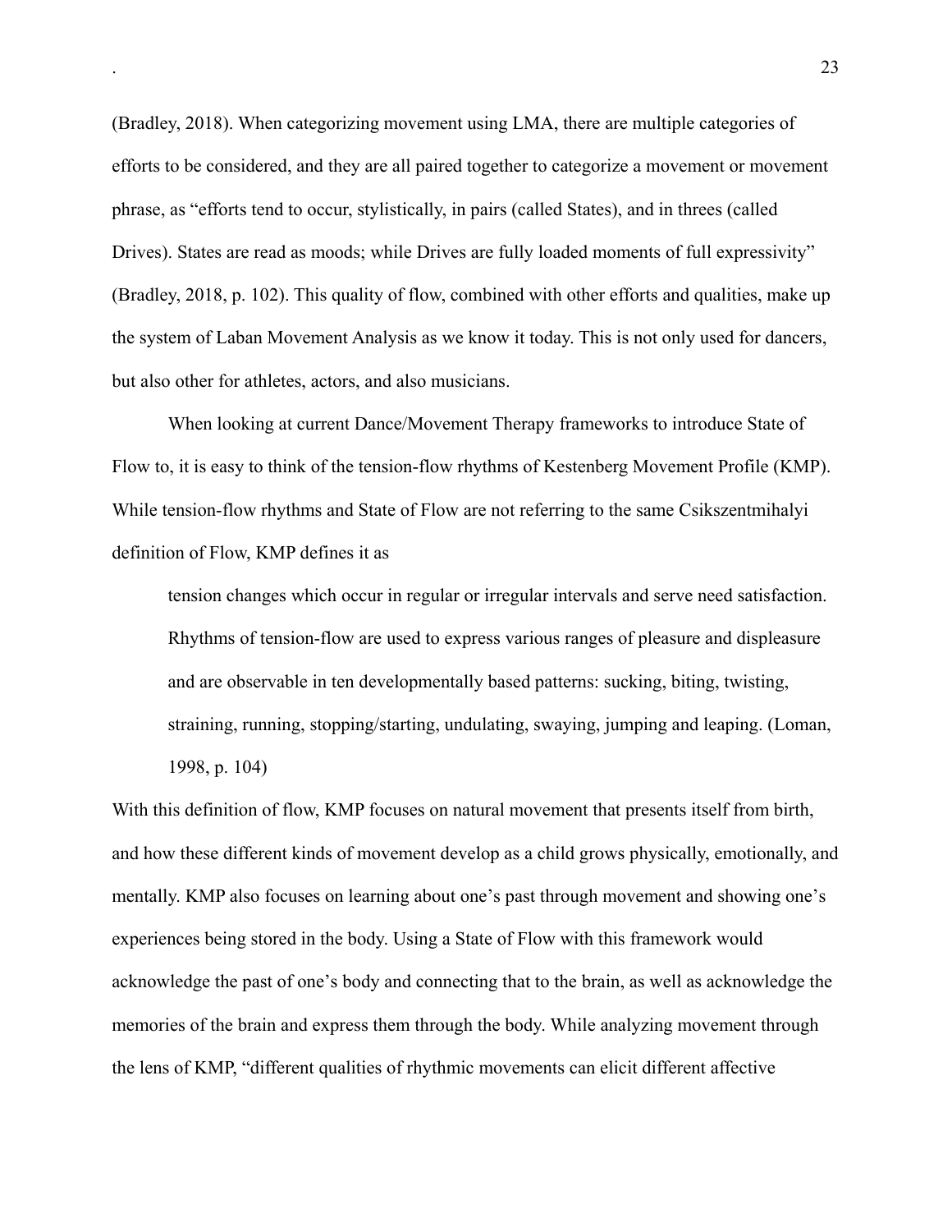(Bradley, 2018). When categorizing movement using LMA, there are multiple categories of efforts to be considered, and they are all paired together to categorize a movement or movement phrase, as "efforts tend to occur, stylistically, in pairs (called States), and in threes (called Drives). States are read as moods; while Drives are fully loaded moments of full expressivity" (Bradley, 2018, p. 102). This quality of flow, combined with other efforts and qualities, make up the system of Laban Movement Analysis as we know it today. This is not only used for dancers, but also other for athletes, actors, and also musicians.

When looking at current Dance/Movement Therapy frameworks to introduce State of Flow to, it is easy to think of the tension-flow rhythms of Kestenberg Movement Profile (KMP). While tension-flow rhythms and State of Flow are not referring to the same Csikszentmihalyi definition of Flow, KMP defines it as

> tension changes which occur in regular or irregular intervals and serve need satisfaction. Rhythms of tension-flow are used to express various ranges of pleasure and displeasure and are observable in ten developmentally based patterns: sucking, biting, twisting, straining, running, stopping/starting, undulating, swaying, jumping and leaping. (Loman, 1998, p. 104)

With this definition of flow, KMP focuses on natural movement that presents itself from birth, and how these different kinds of movement develop as a child grows physically, emotionally, and mentally. KMP also focuses on learning about one's past through movement and showing one's experiences being stored in the body. Using a State of Flow with this framework would acknowledge the past of one's body and connecting that to the brain, as well as acknowledge the memories of the brain and express them through the body. While analyzing movement through the lens of KMP, "different qualities of rhythmic movements can elicit different affective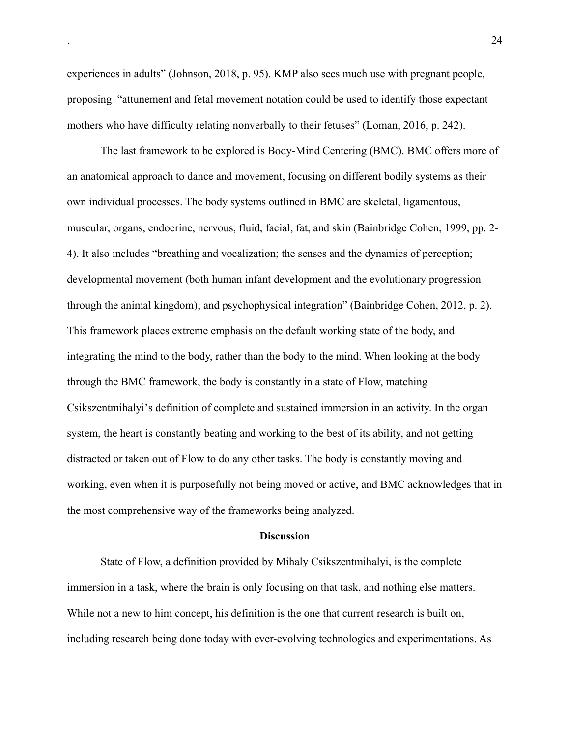experiences in adults" (Johnson, 2018, p. 95). KMP also sees much use with pregnant people, proposing "attunement and fetal movement notation could be used to identify those expectant mothers who have difficulty relating nonverbally to their fetuses" (Loman, 2016, p. 242).

The last framework to be explored is Body-Mind Centering (BMC). BMC offers more of an anatomical approach to dance and movement, focusing on different bodily systems as their own individual processes. The body systems outlined in BMC are skeletal, ligamentous, muscular, organs, endocrine, nervous, fluid, facial, fat, and skin (Bainbridge Cohen, 1999, pp. 2-4). It also includes "breathing and vocalization; the senses and the dynamics of perception; developmental movement (both human infant development and the evolutionary progression through the animal kingdom); and psychophysical integration" (Bainbridge Cohen, 2012, p. 2). This framework places extreme emphasis on the default working state of the body, and integrating the mind to the body, rather than the body to the mind. When looking at the body through the BMC framework, the body is constantly in a state of Flow, matching Csikszentmihalyi's definition of complete and sustained immersion in an activity. In the organ system, the heart is constantly beating and working to the best of its ability, and not getting distracted or taken out of Flow to do any other tasks. The body is constantly moving and working, even when it is purposefully not being moved or active, and BMC acknowledges that in the most comprehensive way of the frameworks being analyzed.

## Discussion

State of Flow, a definition provided by Mihaly Csikszentmihalyi, is the complete immersion in a task, where the brain is only focusing on that task, and nothing else matters. While not a new to him concept, his definition is the one that current research is built on, including research being done today with ever-evolving technologies and experimentations. As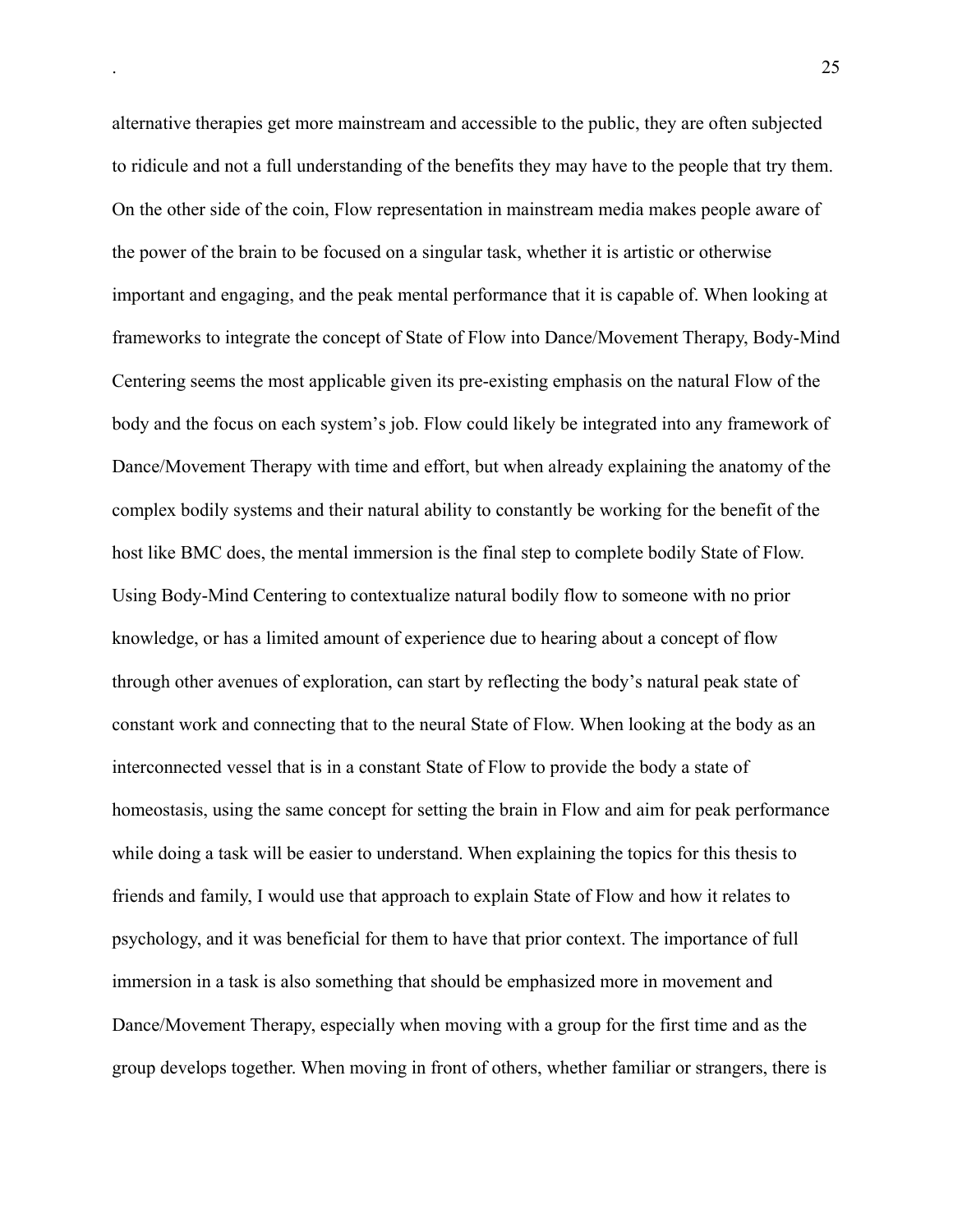alternative therapies get more mainstream and accessible to the public, they are often subjected to ridicule and not a full understanding of the benefits they may have to the people that try them. On the other side of the coin, Flow representation in mainstream media makes people aware of the power of the brain to be focused on a singular task, whether it is artistic or otherwise important and engaging, and the peak mental performance that it is capable of. When looking at frameworks to integrate the concept of State of Flow into Dance/Movement Therapy, Body-Mind Centering seems the most applicable given its pre-existing emphasis on the natural Flow of the body and the focus on each system's job. Flow could likely be integrated into any framework of Dance/Movement Therapy with time and effort, but when already explaining the anatomy of the complex bodily systems and their natural ability to constantly be working for the benefit of the host like BMC does, the mental immersion is the final step to complete bodily State of Flow. Using Body-Mind Centering to contextualize natural bodily flow to someone with no prior knowledge, or has a limited amount of experience due to hearing about a concept of flow through other avenues of exploration, can start by reflecting the body's natural peak state of constant work and connecting that to the neural State of Flow. When looking at the body as an interconnected vessel that is in a constant State of Flow to provide the body a state of homeostasis, using the same concept for setting the brain in Flow and aim for peak performance while doing a task will be easier to understand. When explaining the topics for this thesis to friends and family, I would use that approach to explain State of Flow and how it relates to psychology, and it was beneficial for them to have that prior context. The importance of full immersion in a task is also something that should be emphasized more in movement and Dance/Movement Therapy, especially when moving with a group for the first time and as the group develops together. When moving in front of others, whether familiar or strangers, there is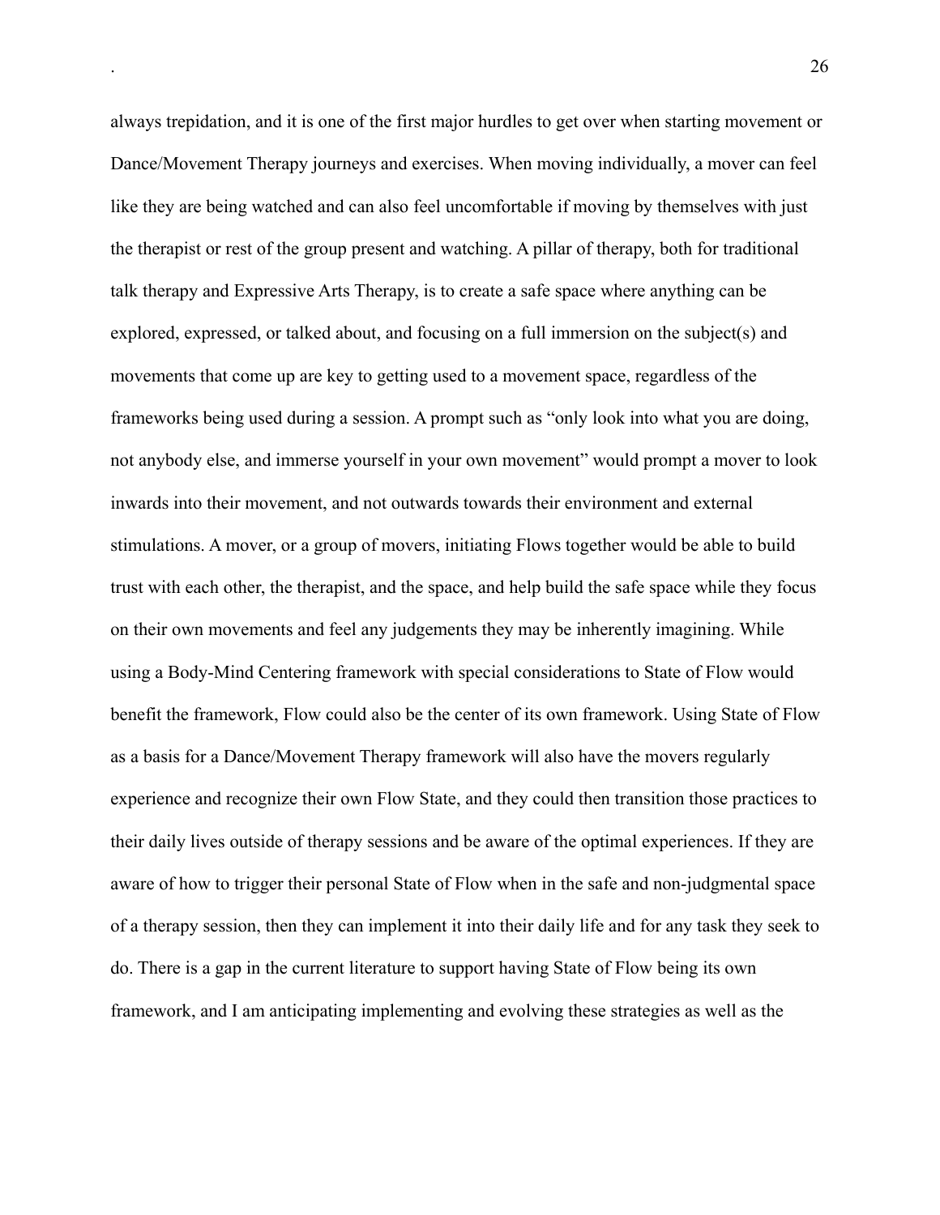always trepidation, and it is one of the first major hurdles to get over when starting movement or Dance/Movement Therapy journeys and exercises. When moving individually, a mover can feel like they are being watched and can also feel uncomfortable if moving by themselves with just the therapist or rest of the group present and watching. A pillar of therapy, both for traditional talk therapy and Expressive Arts Therapy, is to create a safe space where anything can be explored, expressed, or talked about, and focusing on a full immersion on the subject(s) and movements that come up are key to getting used to a movement space, regardless of the frameworks being used during a session. A prompt such as "only look into what you are doing, not anybody else, and immerse yourself in your own movement" would prompt a mover to look inwards into their movement, and not outwards towards their environment and external stimulations. A mover, or a group of movers, initiating Flows together would be able to build trust with each other, the therapist, and the space, and help build the safe space while they focus on their own movements and feel any judgements they may be inherently imagining. While using a Body-Mind Centering framework with special considerations to State of Flow would benefit the framework, Flow could also be the center of its own framework. Using State of Flow as a basis for a Dance/Movement Therapy framework will also have the movers regularly experience and recognize their own Flow State, and they could then transition those practices to their daily lives outside of therapy sessions and be aware of the optimal experiences. If they are aware of how to trigger their personal State of Flow when in the safe and non-judgmental space of a therapy session, then they can implement it into their daily life and for any task they seek to do. There is a gap in the current literature to support having State of Flow being its own framework, and I am anticipating implementing and evolving these strategies as well as the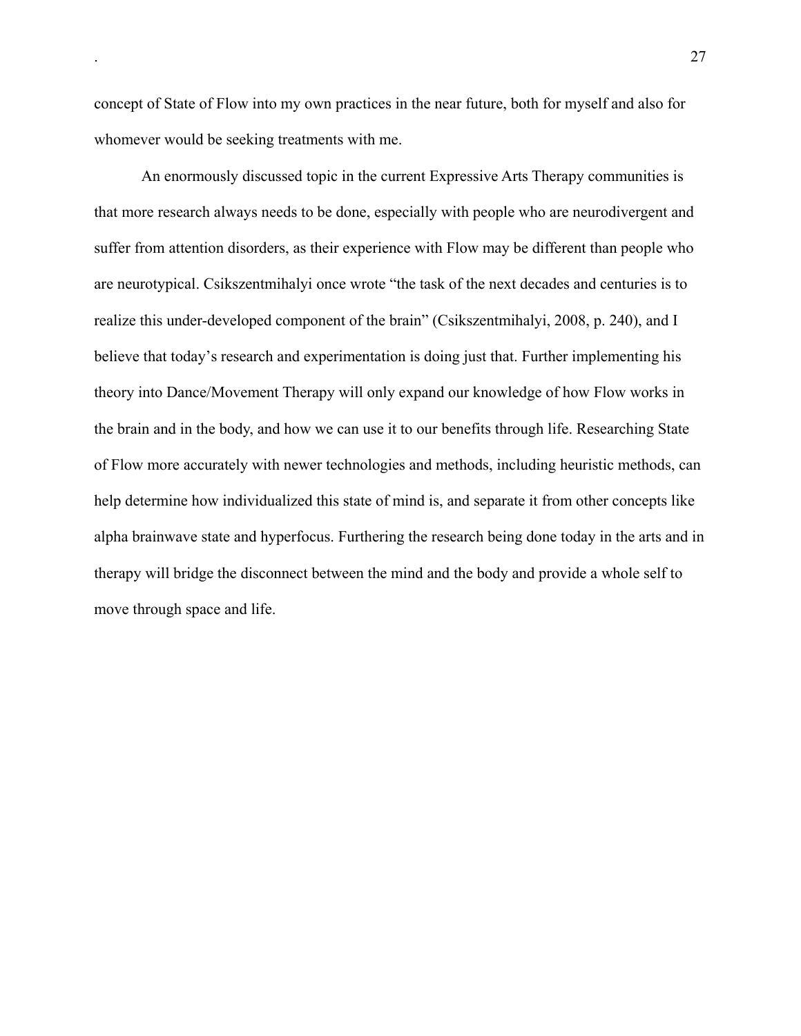concept of State of Flow into my own practices in the near future, both for myself and also for whomever would be seeking treatments with me.

An enormously discussed topic in the current Expressive Arts Therapy communities is that more research always needs to be done, especially with people who are neurodivergent and suffer from attention disorders, as their experience with Flow may be different than people who are neurotypical. Csikszentmihalyi once wrote "the task of the next decades and centuries is to realize this under-developed component of the brain" (Csikszentmihalyi, 2008, p. 240), and I believe that today's research and experimentation is doing just that. Further implementing his theory into Dance/Movement Therapy will only expand our knowledge of how Flow works in the brain and in the body, and how we can use it to our benefits through life. Researching State of Flow more accurately with newer technologies and methods, including heuristic methods, can help determine how individualized this state of mind is, and separate it from other concepts like alpha brainwave state and hyperfocus. Furthering the research being done today in the arts and in therapy will bridge the disconnect between the mind and the body and provide a whole self to move through space and life.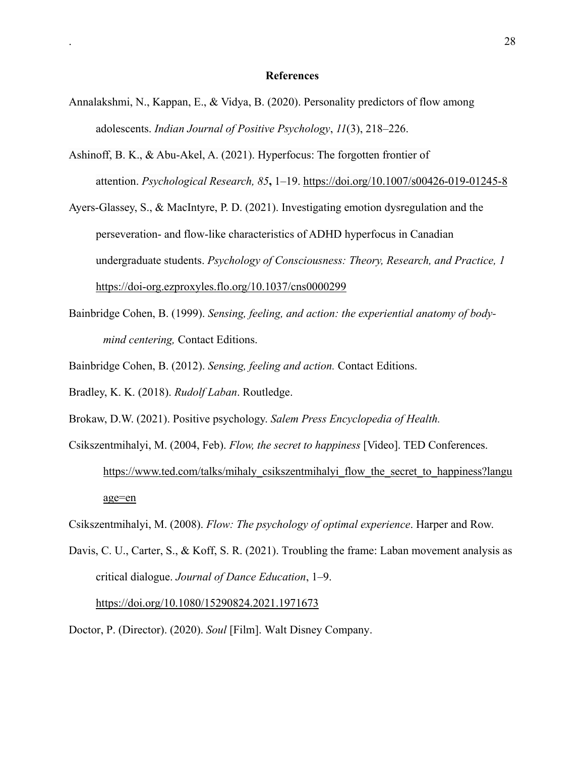# References

Annalakshmi, N., Kappan, E., & Vidya, B. (2020). Personality predictors of flow among adolescents. *Indian Journal of Positive Psychology*, *11*(3), 218–226.

Ashinoff, B. K., & Abu-Akel, A. (2021). Hyperfocus: The forgotten frontier of attention. *Psychological Research, 85***,** 1–19. https://doi.org/10.1007/s00426-019-01245-8

Ayers-Glassey, S., & MacIntyre, P. D. (2021). Investigating emotion dysregulation and the perseveration- and flow-like characteristics of ADHD hyperfocus in Canadian undergraduate students. *Psychology of Consciousness: Theory, Research, and Practice, 1* https://doi-org.ezproxyles.flo.org/10.1037/cns0000299

Bainbridge Cohen, B. (1999). *Sensing, feeling, and action: the experiential anatomy of body-mind centering,* Contact Editions.

Bainbridge Cohen, B. (2012). *Sensing, feeling and action.* Contact Editions.

Bradley, K. K. (2018). *Rudolf Laban*. Routledge.

Brokaw, D.W. (2021). Positive psychology. *Salem Press Encyclopedia of Health.*

Csikszentmihalyi, M. (2004, Feb). *Flow, the secret to happiness* [Video]. TED Conferences. https://www.ted.com/talks/mihaly_csikszentmihalyi_flow_the_secret_to_happiness?language=en

Csikszentmihalyi, M. (2008). *Flow: The psychology of optimal experience*. Harper and Row.

Davis, C. U., Carter, S., & Koff, S. R. (2021). Troubling the frame: Laban movement analysis as critical dialogue. *Journal of Dance Education*, 1–9. https://doi.org/10.1080/15290824.2021.1971673

Doctor, P. (Director). (2020). *Soul* [Film]. Walt Disney Company.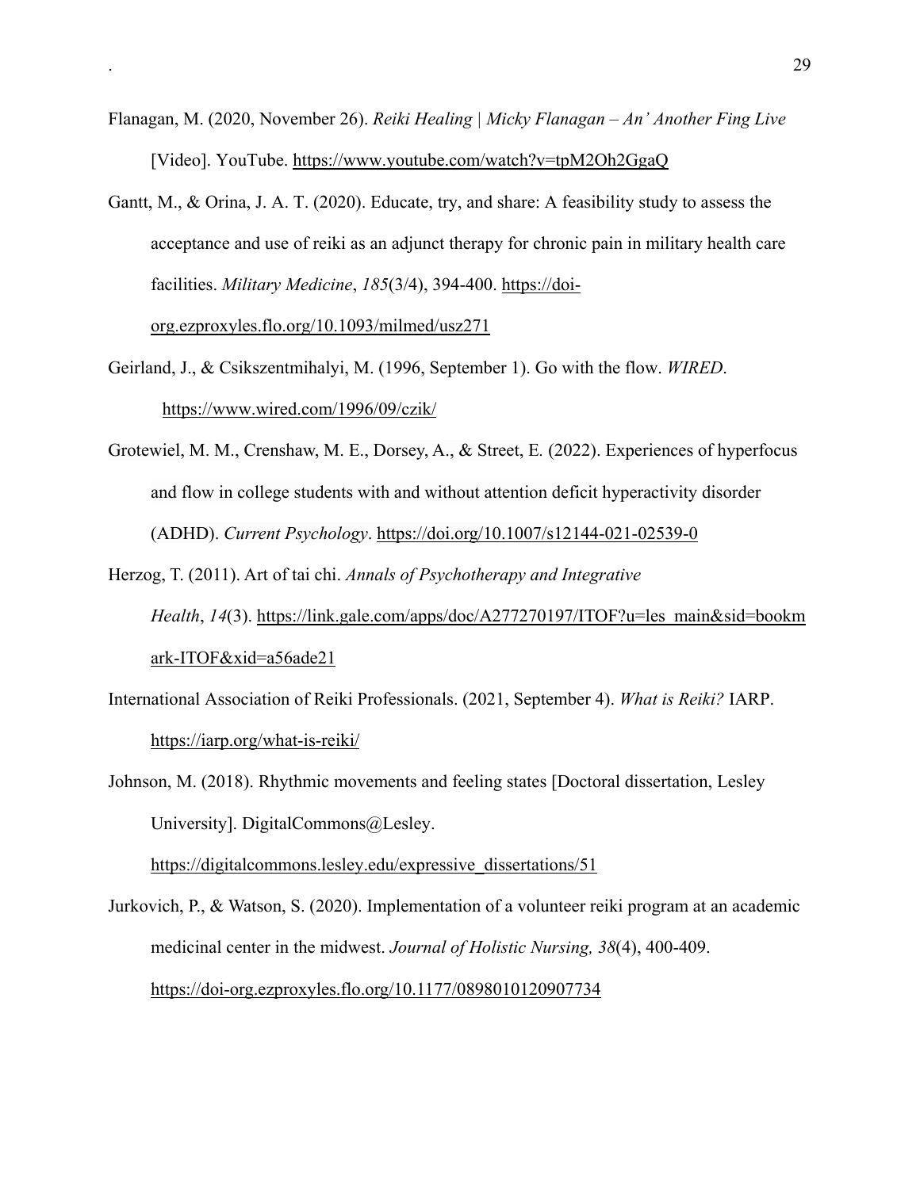Flanagan, M. (2020, November 26). *Reiki Healing | Micky Flanagan – An' Another Fing Live* [Video]. YouTube. https://www.youtube.com/watch?v=tpM2Oh2GgaQ

Gantt, M., & Orina, J. A. T. (2020). Educate, try, and share: A feasibility study to assess the acceptance and use of reiki as an adjunct therapy for chronic pain in military health care facilities. *Military Medicine*, *185*(3/4), 394-400. https://doi-org.ezproxyles.flo.org/10.1093/milmed/usz271

Geirland, J., & Csikszentmihalyi, M. (1996, September 1). Go with the flow. *WIRED*. https://www.wired.com/1996/09/czik/

Grotewiel, M. M., Crenshaw, M. E., Dorsey, A., & Street, E. (2022). Experiences of hyperfocus and flow in college students with and without attention deficit hyperactivity disorder (ADHD). *Current Psychology*. https://doi.org/10.1007/s12144-021-02539-0

Herzog, T. (2011). Art of tai chi. *Annals of Psychotherapy and Integrative Health*, *14*(3). https://link.gale.com/apps/doc/A277270197/ITOF?u=les_main&sid=bookmark-ITOF&xid=a56ade21

International Association of Reiki Professionals. (2021, September 4). *What is Reiki?* IARP. https://iarp.org/what-is-reiki/

Johnson, M. (2018). Rhythmic movements and feeling states [Doctoral dissertation, Lesley University]. DigitalCommons@Lesley. https://digitalcommons.lesley.edu/expressive_dissertations/51

Jurkovich, P., & Watson, S. (2020). Implementation of a volunteer reiki program at an academic medicinal center in the midwest. *Journal of Holistic Nursing, 38*(4), 400-409. https://doi-org.ezproxyles.flo.org/10.1177/0898010120907734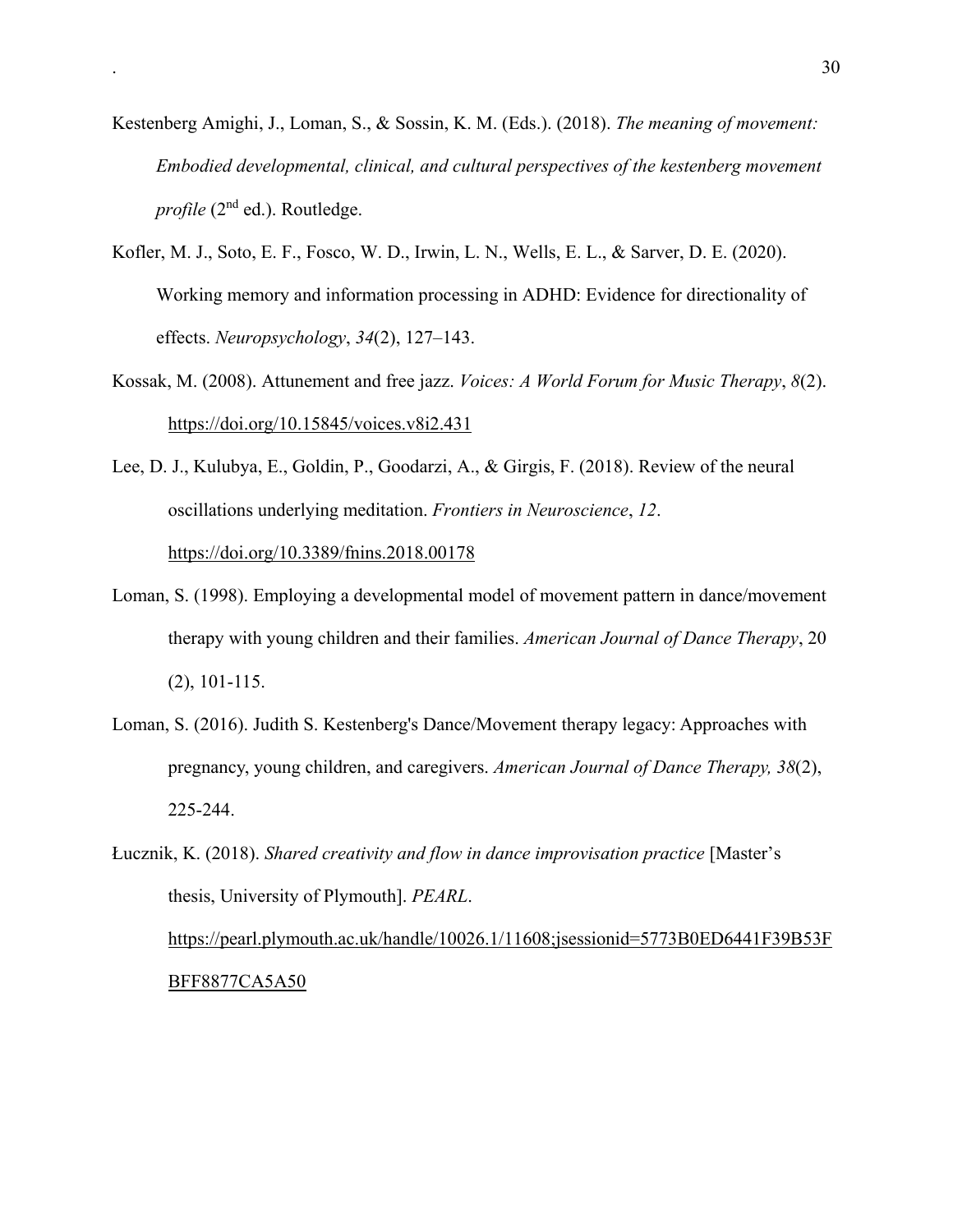Kestenberg Amighi, J., Loman, S., & Sossin, K. M. (Eds.). (2018). *The meaning of movement: Embodied developmental, clinical, and cultural perspectives of the kestenberg movement profile* (2nd ed.). Routledge.

Kofler, M. J., Soto, E. F., Fosco, W. D., Irwin, L. N., Wells, E. L., & Sarver, D. E. (2020). Working memory and information processing in ADHD: Evidence for directionality of effects. *Neuropsychology*, *34*(2), 127–143.

Kossak, M. (2008). Attunement and free jazz. *Voices: A World Forum for Music Therapy*, *8*(2). https://doi.org/10.15845/voices.v8i2.431

Lee, D. J., Kulubya, E., Goldin, P., Goodarzi, A., & Girgis, F. (2018). Review of the neural oscillations underlying meditation. *Frontiers in Neuroscience*, *12*. https://doi.org/10.3389/fnins.2018.00178

Loman, S. (1998). Employing a developmental model of movement pattern in dance/movement therapy with young children and their families. *American Journal of Dance Therapy*, 20 (2), 101-115.

Loman, S. (2016). Judith S. Kestenberg's Dance/Movement therapy legacy: Approaches with pregnancy, young children, and caregivers. *American Journal of Dance Therapy, 38*(2), 225-244.

Łucznik, K. (2018). *Shared creativity and flow in dance improvisation practice* [Master's thesis, University of Plymouth]. *PEARL*. https://pearl.plymouth.ac.uk/handle/10026.1/11608;jsessionid=5773B0ED6441F39B53FBFF8877CA5A50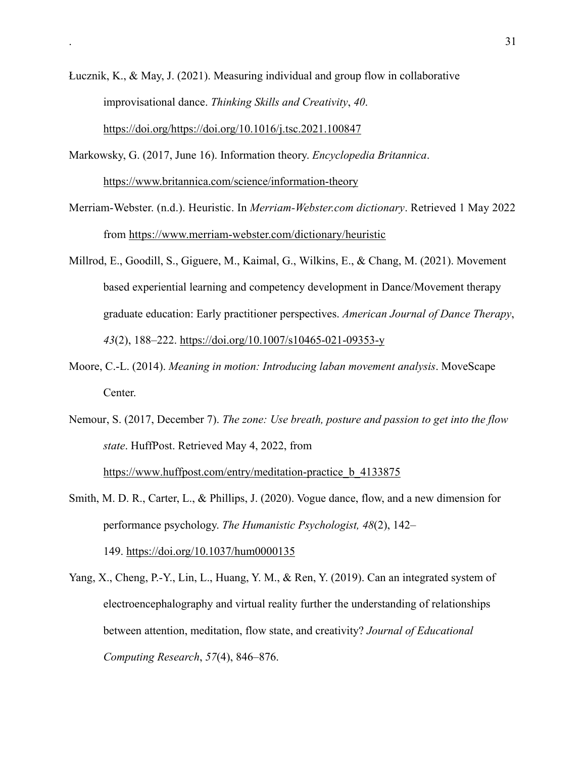Łucznik, K., & May, J. (2021). Measuring individual and group flow in collaborative improvisational dance. *Thinking Skills and Creativity*, *40*. https://doi.org/https://doi.org/10.1016/j.tsc.2021.100847

Markowsky, G. (2017, June 16). Information theory. *Encyclopedia Britannica*. https://www.britannica.com/science/information-theory

Merriam-Webster. (n.d.). Heuristic. In *Merriam-Webster.com dictionary*. Retrieved 1 May 2022 from https://www.merriam-webster.com/dictionary/heuristic

Millrod, E., Goodill, S., Giguere, M., Kaimal, G., Wilkins, E., & Chang, M. (2021). Movement based experiential learning and competency development in Dance/Movement therapy graduate education: Early practitioner perspectives. *American Journal of Dance Therapy*, *43*(2), 188–222. https://doi.org/10.1007/s10465-021-09353-y

Moore, C.-L. (2014). *Meaning in motion: Introducing laban movement analysis*. MoveScape Center.

Nemour, S. (2017, December 7). *The zone: Use breath, posture and passion to get into the flow state*. HuffPost. Retrieved May 4, 2022, from https://www.huffpost.com/entry/meditation-practice_b_4133875

Smith, M. D. R., Carter, L., & Phillips, J. (2020). Vogue dance, flow, and a new dimension for performance psychology. *The Humanistic Psychologist, 48*(2), 142–149. https://doi.org/10.1037/hum0000135

Yang, X., Cheng, P.-Y., Lin, L., Huang, Y. M., & Ren, Y. (2019). Can an integrated system of electroencephalography and virtual reality further the understanding of relationships between attention, meditation, flow state, and creativity? *Journal of Educational Computing Research*, *57*(4), 846–876.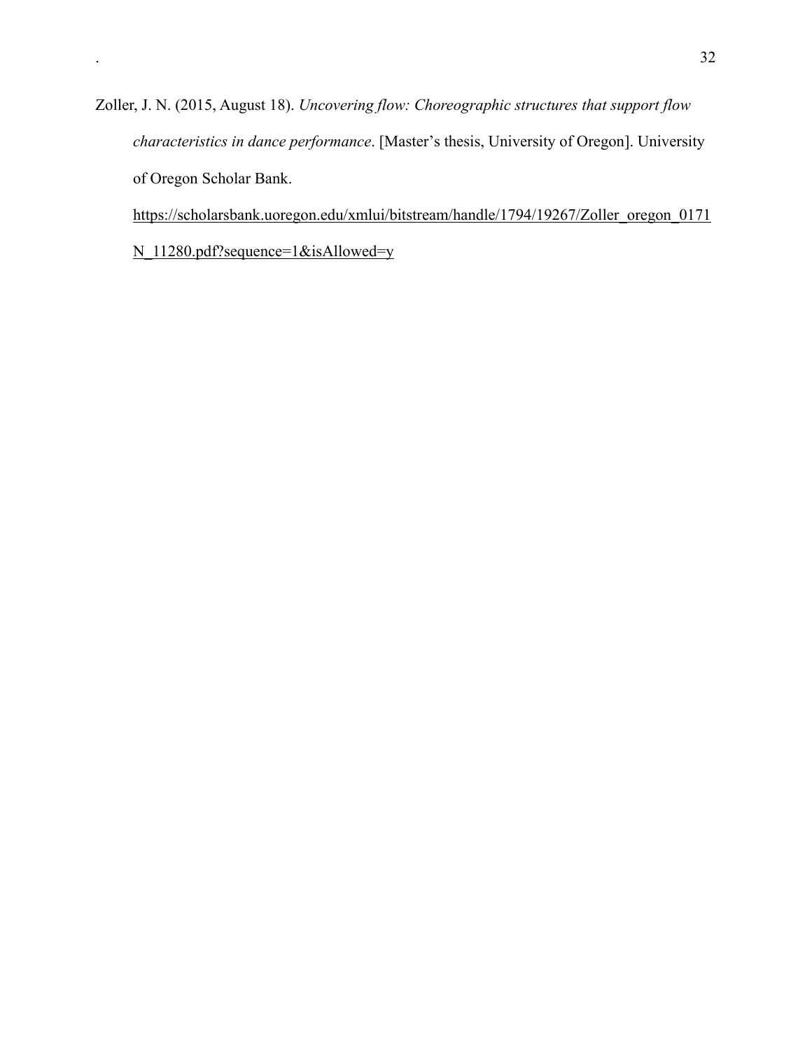Zoller, J. N. (2015, August 18). *Uncovering flow: Choreographic structures that support flow characteristics in dance performance*. [Master's thesis, University of Oregon]. University of Oregon Scholar Bank. https://scholarsbank.uoregon.edu/xmlui/bitstream/handle/1794/19267/Zoller_oregon_0171N_11280.pdf?sequence=1&isAllowed=y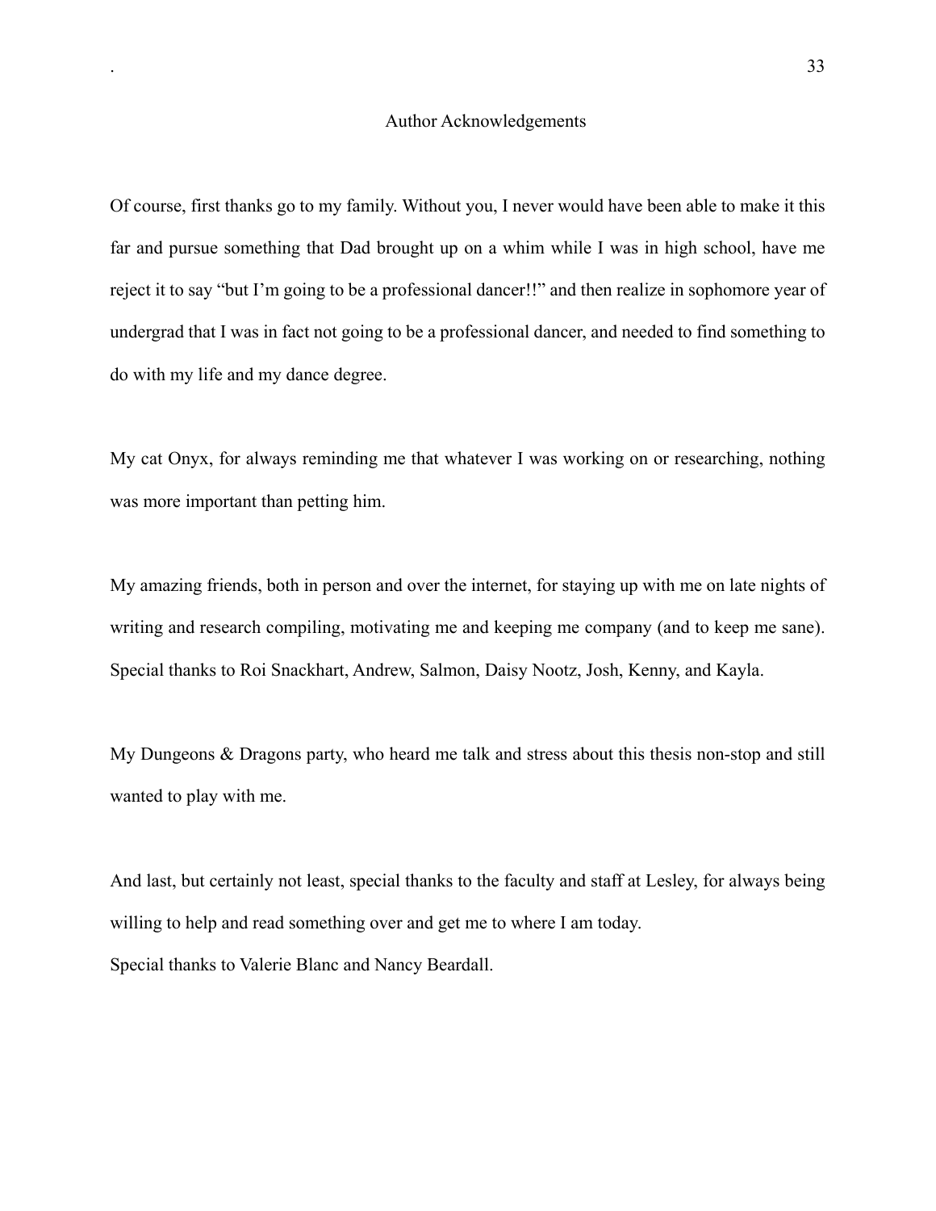## Author Acknowledgements

Of course, first thanks go to my family. Without you, I never would have been able to make it this far and pursue something that Dad brought up on a whim while I was in high school, have me reject it to say "but I'm going to be a professional dancer!!" and then realize in sophomore year of undergrad that I was in fact not going to be a professional dancer, and needed to find something to do with my life and my dance degree.

My cat Onyx, for always reminding me that whatever I was working on or researching, nothing was more important than petting him.

My amazing friends, both in person and over the internet, for staying up with me on late nights of writing and research compiling, motivating me and keeping me company (and to keep me sane). Special thanks to Roi Snackhart, Andrew, Salmon, Daisy Nootz, Josh, Kenny, and Kayla.

My Dungeons & Dragons party, who heard me talk and stress about this thesis non-stop and still wanted to play with me.

And last, but certainly not least, special thanks to the faculty and staff at Lesley, for always being willing to help and read something over and get me to where I am today.
Special thanks to Valerie Blanc and Nancy Beardall.